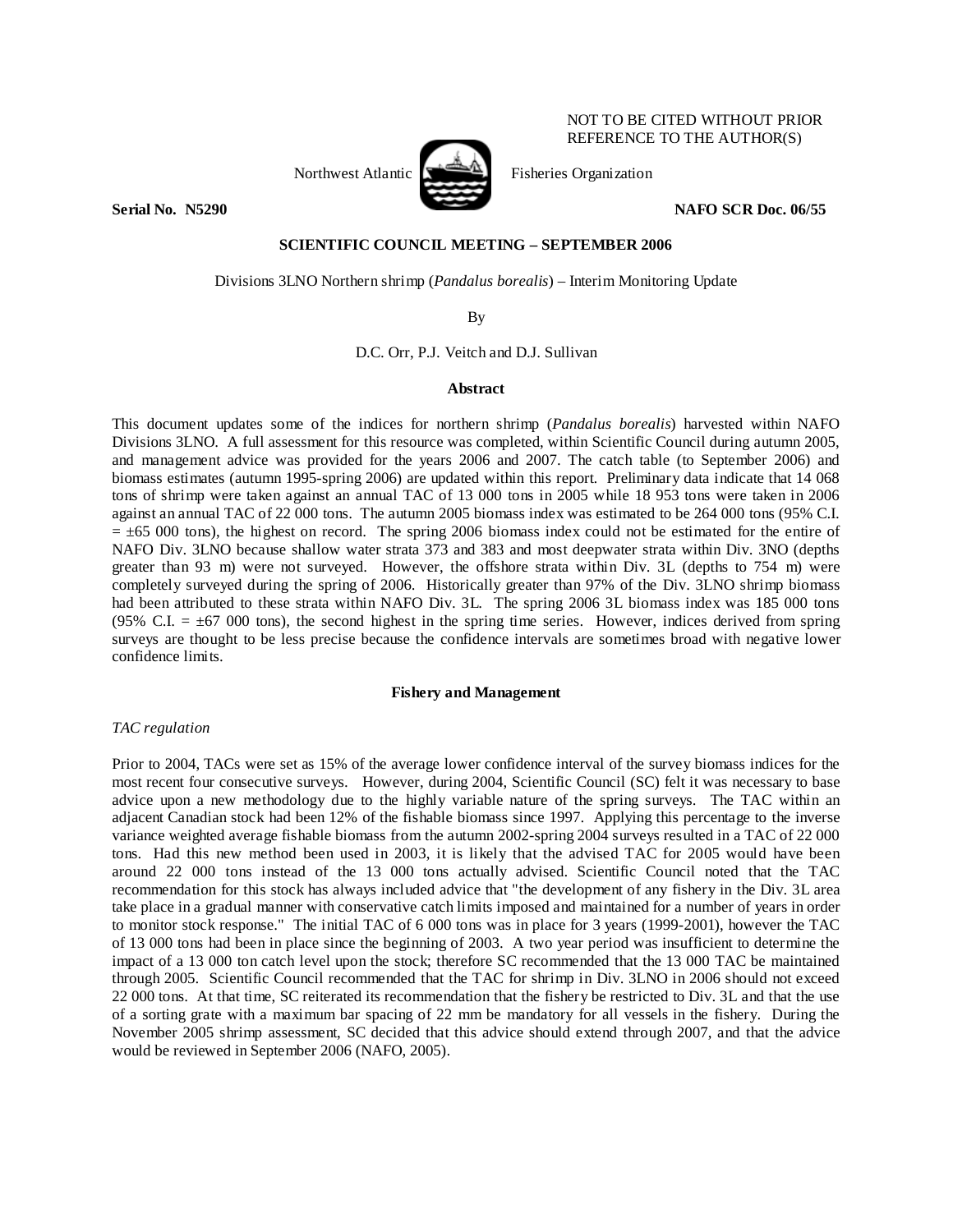NOT TO BE CITED WITHOUT PRIOR REFERENCE TO THE AUTHOR(S)

Northwest Atlantic Fisheries Organization

**Serial No. N5290** **NAFO SCR Doc. 06/55**

**SCIENTIFIC COUNCIL MEETING – SEPTEMBER 2006**

Divisions 3LNO Northern shrimp (*Pandalus borealis*) – Interim Monitoring Update

By

D.C. Orr, P.J. Veitch and D.J. Sullivan

## Abstract

This document updates some of the indices for northern shrimp (*Pandalus borealis*) harvested within NAFO Divisions 3LNO. A full assessment for this resource was completed, within Scientific Council during autumn 2005, and management advice was provided for the years 2006 and 2007. The catch table (to September 2006) and biomass estimates (autumn 1995-spring 2006) are updated within this report. Preliminary data indicate that 14 068 tons of shrimp were taken against an annual TAC of 13 000 tons in 2005 while 18 953 tons were taken in 2006 against an annual TAC of 22 000 tons. The autumn 2005 biomass index was estimated to be 264 000 tons (95% C.I. = ±65 000 tons), the highest on record. The spring 2006 biomass index could not be estimated for the entire of NAFO Div. 3LNO because shallow water strata 373 and 383 and most deepwater strata within Div. 3NO (depths greater than 93 m) were not surveyed. However, the offshore strata within Div. 3L (depths to 754 m) were completely surveyed during the spring of 2006. Historically greater than 97% of the Div. 3LNO shrimp biomass had been attributed to these strata within NAFO Div. 3L. The spring 2006 3L biomass index was 185 000 tons (95% C.I. = ±67 000 tons), the second highest in the spring time series. However, indices derived from spring surveys are thought to be less precise because the confidence intervals are sometimes broad with negative lower confidence limits.

## Fishery and Management

### *TAC regulation*

Prior to 2004, TACs were set as 15% of the average lower confidence interval of the survey biomass indices for the most recent four consecutive surveys. However, during 2004, Scientific Council (SC) felt it was necessary to base advice upon a new methodology due to the highly variable nature of the spring surveys. The TAC within an adjacent Canadian stock had been 12% of the fishable biomass since 1997. Applying this percentage to the inverse variance weighted average fishable biomass from the autumn 2002-spring 2004 surveys resulted in a TAC of 22 000 tons. Had this new method been used in 2003, it is likely that the advised TAC for 2005 would have been around 22 000 tons instead of the 13 000 tons actually advised. Scientific Council noted that the TAC recommendation for this stock has always included advice that "the development of any fishery in the Div. 3L area take place in a gradual manner with conservative catch limits imposed and maintained for a number of years in order to monitor stock response." The initial TAC of 6 000 tons was in place for 3 years (1999-2001), however the TAC of 13 000 tons had been in place since the beginning of 2003. A two year period was insufficient to determine the impact of a 13 000 ton catch level upon the stock; therefore SC recommended that the 13 000 TAC be maintained through 2005. Scientific Council recommended that the TAC for shrimp in Div. 3LNO in 2006 should not exceed 22 000 tons. At that time, SC reiterated its recommendation that the fishery be restricted to Div. 3L and that the use of a sorting grate with a maximum bar spacing of 22 mm be mandatory for all vessels in the fishery. During the November 2005 shrimp assessment, SC decided that this advice should extend through 2007, and that the advice would be reviewed in September 2006 (NAFO, 2005).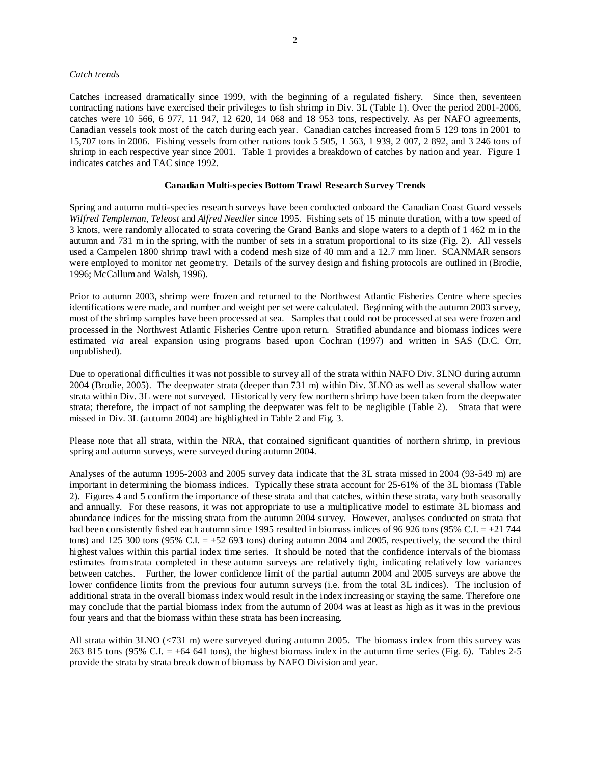*Catch trends*

Catches increased dramatically since 1999, with the beginning of a regulated fishery. Since then, seventeen contracting nations have exercised their privileges to fish shrimp in Div. 3L (Table 1). Over the period 2001-2006, catches were 10 566, 6 977, 11 947, 12 620, 14 068 and 18 953 tons, respectively. As per NAFO agreements, Canadian vessels took most of the catch during each year. Canadian catches increased from 5 129 tons in 2001 to 15,707 tons in 2006. Fishing vessels from other nations took 5 505, 1 563, 1 939, 2 007, 2 892, and 3 246 tons of shrimp in each respective year since 2001. Table 1 provides a breakdown of catches by nation and year. Figure 1 indicates catches and TAC since 1992.

**Canadian Multi-species Bottom Trawl Research Survey Trends**

Spring and autumn multi-species research surveys have been conducted onboard the Canadian Coast Guard vessels *Wilfred Templeman*, *Teleost* and *Alfred Needler* since 1995. Fishing sets of 15 minute duration, with a tow speed of 3 knots, were randomly allocated to strata covering the Grand Banks and slope waters to a depth of 1 462 m in the autumn and 731 m in the spring, with the number of sets in a stratum proportional to its size (Fig. 2). All vessels used a Campelen 1800 shrimp trawl with a codend mesh size of 40 mm and a 12.7 mm liner. SCANMAR sensors were employed to monitor net geometry. Details of the survey design and fishing protocols are outlined in (Brodie, 1996; McCallum and Walsh, 1996).

Prior to autumn 2003, shrimp were frozen and returned to the Northwest Atlantic Fisheries Centre where species identifications were made, and number and weight per set were calculated. Beginning with the autumn 2003 survey, most of the shrimp samples have been processed at sea. Samples that could not be processed at sea were frozen and processed in the Northwest Atlantic Fisheries Centre upon return. Stratified abundance and biomass indices were estimated *via* areal expansion using programs based upon Cochran (1997) and written in SAS (D.C. Orr, unpublished).

Due to operational difficulties it was not possible to survey all of the strata within NAFO Div. 3LNO during autumn 2004 (Brodie, 2005). The deepwater strata (deeper than 731 m) within Div. 3LNO as well as several shallow water strata within Div. 3L were not surveyed. Historically very few northern shrimp have been taken from the deepwater strata; therefore, the impact of not sampling the deepwater was felt to be negligible (Table 2). Strata that were missed in Div. 3L (autumn 2004) are highlighted in Table 2 and Fig. 3.

Please note that all strata, within the NRA, that contained significant quantities of northern shrimp, in previous spring and autumn surveys, were surveyed during autumn 2004.

Analyses of the autumn 1995-2003 and 2005 survey data indicate that the 3L strata missed in 2004 (93-549 m) are important in determining the biomass indices. Typically these strata account for 25-61% of the 3L biomass (Table 2). Figures 4 and 5 confirm the importance of these strata and that catches, within these strata, vary both seasonally and annually. For these reasons, it was not appropriate to use a multiplicative model to estimate 3L biomass and abundance indices for the missing strata from the autumn 2004 survey. However, analyses conducted on strata that had been consistently fished each autumn since 1995 resulted in biomass indices of 96 926 tons (95% C.I. = ±21 744 tons) and 125 300 tons (95% C.I. = ±52 693 tons) during autumn 2004 and 2005, respectively, the second the third highest values within this partial index time series. It should be noted that the confidence intervals of the biomass estimates from strata completed in these autumn surveys are relatively tight, indicating relatively low variances between catches. Further, the lower confidence limit of the partial autumn 2004 and 2005 surveys are above the lower confidence limits from the previous four autumn surveys (i.e. from the total 3L indices). The inclusion of additional strata in the overall biomass index would result in the index increasing or staying the same. Therefore one may conclude that the partial biomass index from the autumn of 2004 was at least as high as it was in the previous four years and that the biomass within these strata has been increasing.

All strata within 3LNO (<731 m) were surveyed during autumn 2005. The biomass index from this survey was 263 815 tons (95% C.I. = ±64 641 tons), the highest biomass index in the autumn time series (Fig. 6). Tables 2-5 provide the strata by strata break down of biomass by NAFO Division and year.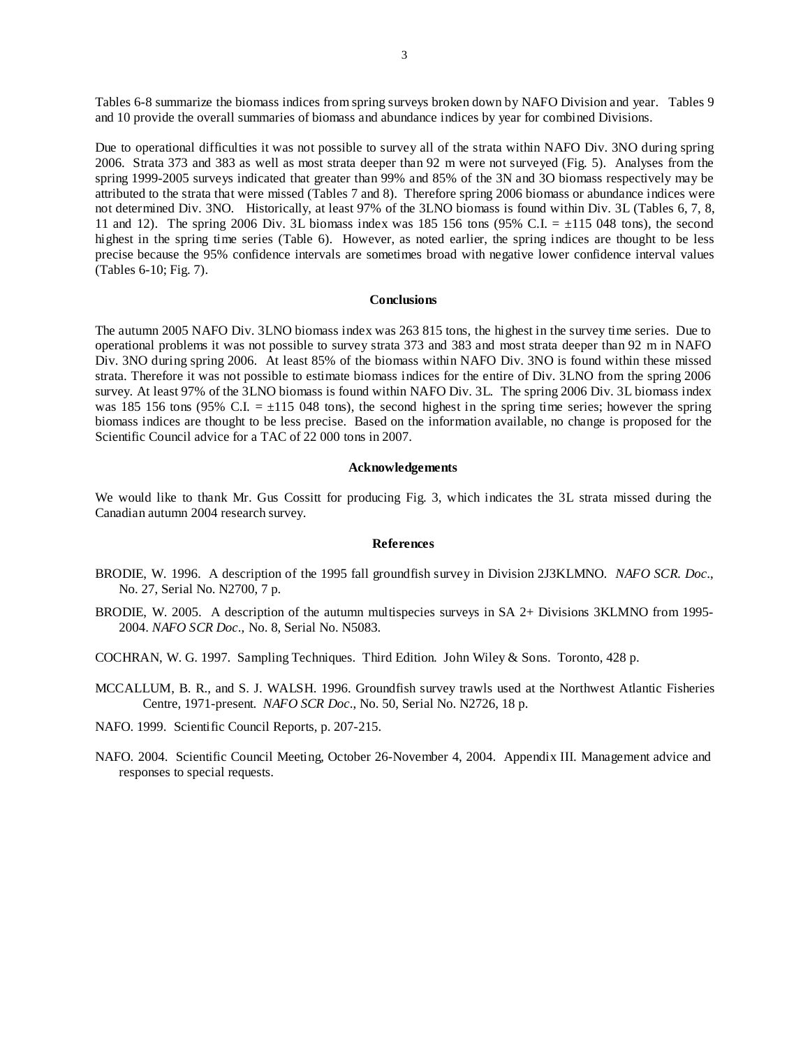Tables 6-8 summarize the biomass indices from spring surveys broken down by NAFO Division and year. Tables 9 and 10 provide the overall summaries of biomass and abundance indices by year for combined Divisions.

Due to operational difficulties it was not possible to survey all of the strata within NAFO Div. 3NO during spring 2006. Strata 373 and 383 as well as most strata deeper than 92 m were not surveyed (Fig. 5). Analyses from the spring 1999-2005 surveys indicated that greater than 99% and 85% of the 3N and 3O biomass respectively may be attributed to the strata that were missed (Tables 7 and 8). Therefore spring 2006 biomass or abundance indices were not determined Div. 3NO. Historically, at least 97% of the 3LNO biomass is found within Div. 3L (Tables 6, 7, 8, 11 and 12). The spring 2006 Div. 3L biomass index was 185 156 tons (95% C.I. = ±115 048 tons), the second highest in the spring time series (Table 6). However, as noted earlier, the spring indices are thought to be less precise because the 95% confidence intervals are sometimes broad with negative lower confidence interval values (Tables 6-10; Fig. 7).

## Conclusions

The autumn 2005 NAFO Div. 3LNO biomass index was 263 815 tons, the highest in the survey time series. Due to operational problems it was not possible to survey strata 373 and 383 and most strata deeper than 92 m in NAFO Div. 3NO during spring 2006. At least 85% of the biomass within NAFO Div. 3NO is found within these missed strata. Therefore it was not possible to estimate biomass indices for the entire of Div. 3LNO from the spring 2006 survey. At least 97% of the 3LNO biomass is found within NAFO Div. 3L. The spring 2006 Div. 3L biomass index was 185 156 tons (95% C.I. = ±115 048 tons), the second highest in the spring time series; however the spring biomass indices are thought to be less precise. Based on the information available, no change is proposed for the Scientific Council advice for a TAC of 22 000 tons in 2007.

## Acknowledgements

We would like to thank Mr. Gus Cossitt for producing Fig. 3, which indicates the 3L strata missed during the Canadian autumn 2004 research survey.

## References

BRODIE, W. 1996. A description of the 1995 fall groundfish survey in Division 2J3KLMNO. *NAFO SCR. Doc*., No. 27, Serial No. N2700, 7 p.

BRODIE, W. 2005. A description of the autumn multispecies surveys in SA 2+ Divisions 3KLMNO from 1995-2004. *NAFO SCR Doc*., No. 8, Serial No. N5083.

COCHRAN, W. G. 1997. Sampling Techniques. Third Edition. John Wiley & Sons. Toronto, 428 p.

MCCALLUM, B. R., and S. J. WALSH. 1996. Groundfish survey trawls used at the Northwest Atlantic Fisheries Centre, 1971-present. *NAFO SCR Doc*., No. 50, Serial No. N2726, 18 p.

NAFO. 1999. Scientific Council Reports, p. 207-215.

NAFO. 2004. Scientific Council Meeting, October 26-November 4, 2004. Appendix III. Management advice and responses to special requests.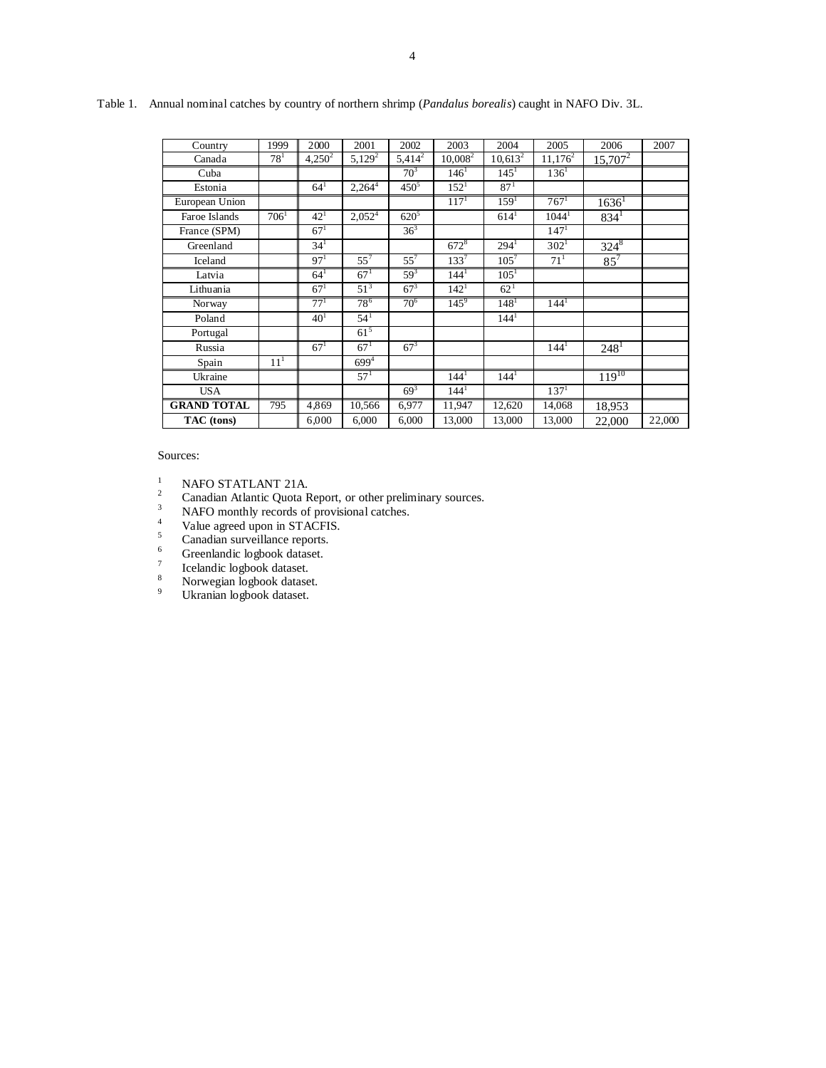Table 1. Annual nominal catches by country of northern shrimp (*Pandalus borealis*) caught in NAFO Div. 3L.

| Country | 1999 | 2000 | 2001 | 2002 | 2003 | 2004 | 2005 | 2006 | 2007 |
|---|---|---|---|---|---|---|---|---|---|
| Canada | 78[1] | 4,250[2] | 5,129[2] | 5,414[2] | 10,008[2] | 10,613[2] | 11,176[2] | 15,707[2] | |
| Cuba | | | | 70[3] | 146[1] | 145[1] | 136[1] | | |
| Estonia | | 64[1] | 2,264[4] | 450[5] | 152[1] | 87[1] | | | |
| European Union | | | | | 117[1] | 159[1] | 767[1] | 1636[1] | |
| Faroe Islands | 706[1] | 42[1] | 2,052[4] | 620[5] | | 614[1] | 1044[1] | 834[1] | |
| France (SPM) | | 67[1] | | 36[3] | | | 147[1] | | |
| Greenland | | 34[1] | | | 672[8] | 294[1] | 302[1] | 324[8] | |
| Iceland | | 97[1] | 55[7] | 55[7] | 133[7] | 105[7] | 71[1] | 85[7] | |
| Latvia | | 64[1] | 67[1] | 59[3] | 144[1] | 105[1] | | | |
| Lithuania | | 67[1] | 51[3] | 67[3] | 142[1] | 62[1] | | | |
| Norway | | 77[1] | 78[6] | 70[6] | 145[9] | 148[1] | 144[1] | | |
| Poland | | 40[1] | 54[1] | | | 144[1] | | | |
| Portugal | | | 61[5] | | | | | | |
| Russia | | 67[1] | 67[1] | 67[3] | | | 144[1] | 248[1] | |
| Spain | 11[1] | | 699[4] | | | | | | |
| Ukraine | | | 57[1] | | 144[1] | 144[1] | | 119[10] | |
| USA | | | | 69[3] | 144[1] | | 137[1] | | |
| **GRAND TOTAL** | 795 | 4,869 | 10,566 | 6,977 | 11,947 | 12,620 | 14,068 | 18,953 | |
| **TAC (tons)** | | 6,000 | 6,000 | 6,000 | 13,000 | 13,000 | 13,000 | 22,000 | 22,000 |

Sources:

1. NAFO STATLANT 21A.
2. Canadian Atlantic Quota Report, or other preliminary sources.
3. NAFO monthly records of provisional catches.
4. Value agreed upon in STACFIS.
5. Canadian surveillance reports.
6. Greenlandic logbook dataset.
7. Icelandic logbook dataset.
8. Norwegian logbook dataset.
9. Ukranian logbook dataset.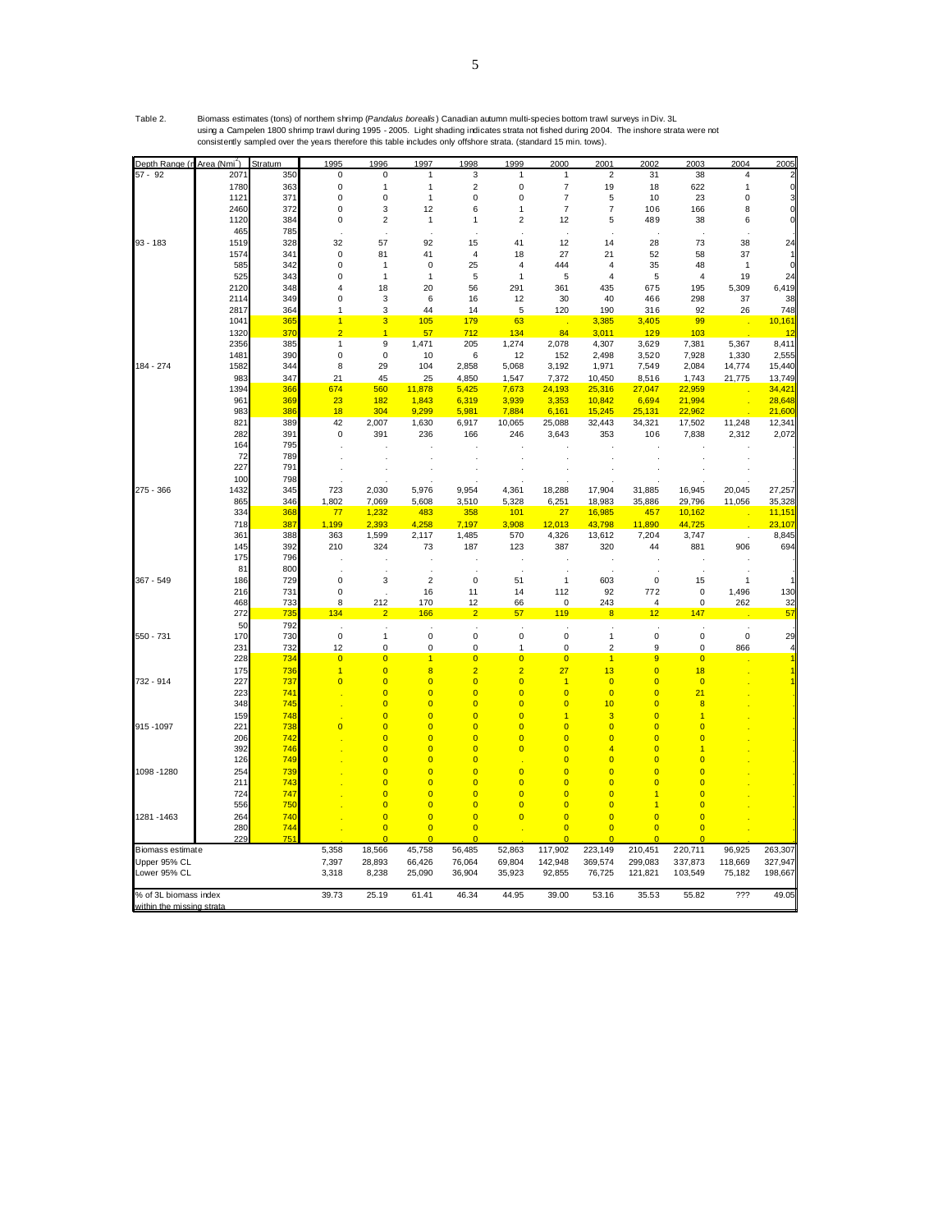Table 2. Biomass estimates (tons) of northern shrimp (*Pandalus borealis*) Canadian autumn multi-species bottom trawl surveys in Div. 3L using a Campelen 1800 shrimp trawl during 1995 - 2005. Light shading indicates strata not fished during 2004. The inshore strata were not consistently sampled over the years therefore this table includes only offshore strata. (standard 15 min. tows).

| Depth Range (m) | Area (Nmi$^2$) | Stratum | 1995 | 1996 | 1997 | 1998 | 1999 | 2000 | 2001 | 2002 | 2003 | 2004 | 2005 |
|---|---|---|---|---|---|---|---|---|---|---|---|---|---|
| 57 - 92 | 2071 | 350 | 0 | 0 | 1 | 3 | 1 | 1 | 2 | 31 | 38 | 4 | 2 |
| | 1780 | 363 | 0 | 1 | 1 | 2 | 0 | 7 | 19 | 18 | 622 | 1 | 0 |
| | 1121 | 371 | 0 | 0 | 1 | 0 | 0 | 7 | 5 | 10 | 23 | 0 | 3 |
| | 2460 | 372 | 0 | 3 | 12 | 6 | 1 | 7 | 7 | 106 | 166 | 8 | 0 |
| | 1120 | 384 | 0 | 2 | 1 | 1 | 2 | 12 | 5 | 489 | 38 | 6 | 0 |
| | 465 | 785 | . | . | . | . | . | . | . | . | . | . | . |
| 93 - 183 | 1519 | 328 | 32 | 57 | 92 | 15 | 41 | 12 | 14 | 28 | 73 | 38 | 24 |
| | 1574 | 341 | 0 | 81 | 41 | 4 | 18 | 27 | 21 | 52 | 58 | 37 | 1 |
| | 585 | 342 | 0 | 1 | 0 | 25 | 4 | 444 | 4 | 35 | 48 | 1 | 0 |
| | 525 | 343 | 0 | 1 | 1 | 5 | 1 | 5 | 4 | 5 | 4 | 19 | 24 |
| | 2120 | 348 | 4 | 18 | 20 | 56 | 291 | 361 | 435 | 675 | 195 | 5,309 | 6,419 |
| | 2114 | 349 | 0 | 3 | 6 | 16 | 12 | 30 | 40 | 466 | 298 | 37 | 38 |
| | 2817 | 364 | 1 | 3 | 44 | 14 | 5 | 120 | 190 | 316 | 92 | 26 | 748 |
| | 1041 | 365 | 1 | 3 | 105 | 179 | 63 | . | 3,385 | 3,405 | 99 | . | 10,161 |
| | 1320 | 370 | 2 | 1 | 57 | 712 | 134 | 84 | 3,011 | 129 | 103 | . | 12 |
| | 2356 | 385 | 1 | 9 | 1,471 | 205 | 1,274 | 2,078 | 4,307 | 3,629 | 7,381 | 5,367 | 8,411 |
| | 1481 | 390 | 0 | 0 | 10 | 6 | 12 | 152 | 2,498 | 3,520 | 7,928 | 1,330 | 2,555 |
| 184 - 274 | 1582 | 344 | 8 | 29 | 104 | 2,858 | 5,068 | 3,192 | 1,971 | 7,549 | 2,084 | 14,774 | 15,440 |
| | 983 | 347 | 21 | 45 | 25 | 4,850 | 1,547 | 7,372 | 10,450 | 8,516 | 1,743 | 21,775 | 13,749 |
| | 1394 | 366 | 674 | 560 | 11,878 | 5,425 | 7,673 | 24,193 | 25,316 | 27,047 | 22,959 | . | 34,421 |
| | 961 | 369 | 23 | 182 | 1,843 | 6,319 | 3,939 | 3,353 | 10,842 | 6,694 | 21,994 | . | 28,648 |
| | 983 | 386 | 18 | 304 | 9,299 | 5,981 | 7,884 | 6,161 | 15,245 | 25,131 | 22,962 | . | 21,600 |
| | 821 | 389 | 42 | 2,007 | 1,630 | 6,917 | 10,065 | 25,088 | 32,443 | 34,321 | 17,502 | 11,248 | 12,341 |
| | 282 | 391 | 0 | 391 | 236 | 166 | 246 | 3,643 | 353 | 106 | 7,838 | 2,312 | 2,072 |
| | 164 | 795 | . | . | . | . | . | . | . | . | . | . | . |
| | 72 | 789 | . | . | . | . | . | . | . | . | . | . | . |
| | 227 | 791 | . | . | . | . | . | . | . | . | . | . | . |
| | 100 | 798 | . | . | . | . | . | . | . | . | . | . | . |
| 275 - 366 | 1432 | 345 | 723 | 2,030 | 5,976 | 9,954 | 4,361 | 18,288 | 17,904 | 31,885 | 16,945 | 20,045 | 27,257 |
| | 865 | 346 | 1,802 | 7,069 | 5,608 | 3,510 | 5,328 | 6,251 | 18,983 | 35,886 | 29,796 | 11,056 | 35,328 |
| | 334 | 368 | 77 | 1,232 | 483 | 358 | 101 | 27 | 16,985 | 457 | 10,162 | . | 11,151 |
| | 718 | 387 | 1,199 | 2,393 | 4,258 | 7,197 | 3,908 | 12,013 | 43,798 | 11,890 | 44,725 | . | 23,107 |
| | 361 | 388 | 363 | 1,599 | 2,117 | 1,485 | 570 | 4,326 | 13,612 | 7,204 | 3,747 | . | 8,845 |
| | 145 | 392 | 210 | 324 | 73 | 187 | 123 | 387 | 320 | 44 | 881 | 906 | 694 |
| | 175 | 796 | . | . | . | . | . | . | . | . | . | . | . |
| | 81 | 800 | . | . | . | . | . | . | . | . | . | . | . |
| 367 - 549 | 186 | 729 | 0 | 3 | 2 | 0 | 51 | 1 | 603 | 0 | 15 | 1 | 1 |
| | 216 | 731 | 0 | . | 16 | 11 | 14 | 112 | 92 | 772 | 0 | 1,496 | 130 |
| | 468 | 733 | 8 | 212 | 170 | 12 | 66 | 0 | 243 | 4 | 0 | 262 | 32 |
| | 272 | 735 | 134 | 2 | 166 | 2 | 57 | 119 | 8 | 12 | 147 | . | 57 |
| | 50 | 792 | . | . | . | . | . | . | . | . | . | . | . |
| 550 - 731 | 170 | 730 | 0 | 1 | 0 | 0 | 0 | 0 | 1 | 0 | 0 | 0 | 29 |
| | 231 | 732 | 12 | 0 | 0 | 0 | 1 | 0 | 2 | 9 | 0 | 866 | 4 |
| | 228 | 734 | 0 | 0 | 1 | 0 | 0 | 0 | 1 | 9 | 0 | . | 1 |
| | 175 | 736 | 1 | 0 | 8 | 2 | 2 | 27 | 13 | 0 | 18 | . | 1 |
| 732 - 914 | 227 | 737 | 0 | 0 | 0 | 0 | 0 | 1 | 0 | 0 | 0 | . | 1 |
| | 223 | 741 | . | 0 | 0 | 0 | 0 | 0 | 0 | 0 | 21 | . | . |
| | 348 | 745 | . | 0 | 0 | 0 | 0 | 0 | 10 | 0 | 8 | . | . |
| | 159 | 748 | . | 0 | 0 | 0 | 0 | 1 | 3 | 0 | 1 | . | . |
| 915 -1097 | 221 | 738 | 0 | 0 | 0 | 0 | 0 | 0 | 0 | 0 | 0 | . | . |
| | 206 | 742 | . | 0 | 0 | 0 | 0 | 0 | 0 | 0 | 0 | . | . |
| | 392 | 746 | . | 0 | 0 | 0 | 0 | 0 | 4 | 0 | 1 | . | . |
| | 126 | 749 | . | 0 | 0 | 0 | . | 0 | 0 | 0 | 0 | . | . |
| 1098 -1280 | 254 | 739 | . | 0 | 0 | 0 | 0 | 0 | 0 | 0 | 0 | . | . |
| | 211 | 743 | . | 0 | 0 | 0 | 0 | 0 | 0 | 0 | 0 | . | . |
| | 724 | 747 | . | 0 | 0 | 0 | 0 | 0 | 0 | 1 | 0 | . | . |
| | 556 | 750 | . | 0 | 0 | 0 | 0 | 0 | 0 | 1 | 0 | . | . |
| 1281 -1463 | 264 | 740 | . | 0 | 0 | 0 | 0 | 0 | 0 | 0 | 0 | . | . |
| | 280 | 744 | . | 0 | 0 | 0 | . | 0 | 0 | 0 | 0 | . | . |
| | 229 | 751 | . | 0 | 0 | 0 | . | 0 | 0 | 0 | 0 | . | . |
| Biomass estimate | | | 5,358 | 18,566 | 45,758 | 56,485 | 52,863 | 117,902 | 223,149 | 210,451 | 220,711 | 96,925 | 263,307 |
| Upper 95% CL | | | 7,397 | 28,893 | 66,426 | 76,064 | 69,804 | 142,948 | 369,574 | 299,083 | 337,873 | 118,669 | 327,947 |
| Lower 95% CL | | | 3,318 | 8,238 | 25,090 | 36,904 | 35,923 | 92,855 | 76,725 | 121,821 | 103,549 | 75,182 | 198,667 |
| % of 3L biomass index within the missing strata | | | 39.73 | 25.19 | 61.41 | 46.34 | 44.95 | 39.00 | 53.16 | 35.53 | 55.82 | ??? | 49.05 |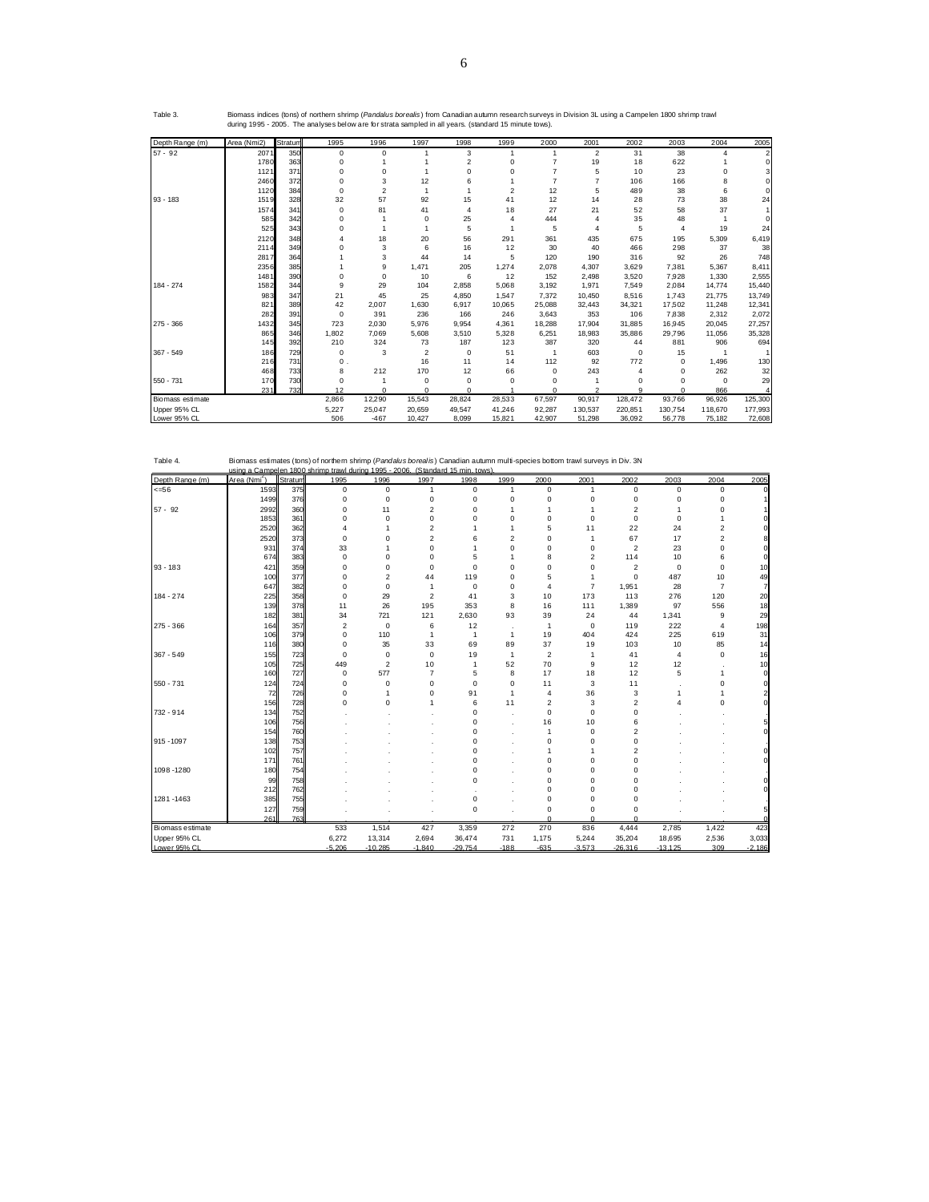Table 3. Biomass indices (tons) of northern shrimp (*Pandalus borealis*) from Canadian autumn research surveys in Division 3L using a Campelen 1800 shrimp trawl during 1995 - 2005. The analyses below are for strata sampled in all years. (standard 15 minute tows).

| Depth Range (m) | Area (Nmi2) | Stratum | 1995 | 1996 | 1997 | 1998 | 1999 | 2000 | 2001 | 2002 | 2003 | 2004 | 2005 |
|---|---|---|---|---|---|---|---|---|---|---|---|---|---|
| 57 - 92 | 2071 | 350 | 0 | 0 | 1 | 3 | 1 | 1 | 2 | 31 | 38 | 4 | 2 |
| | 1780 | 363 | 0 | 1 | 1 | 2 | 0 | 7 | 19 | 18 | 622 | 1 | 0 |
| | 1121 | 371 | 0 | 0 | 1 | 0 | 0 | 7 | 5 | 10 | 23 | 0 | 3 |
| | 2460 | 372 | 0 | 3 | 12 | 6 | 1 | 7 | 7 | 106 | 166 | 8 | 0 |
| | 1120 | 384 | 0 | 2 | 1 | 1 | 2 | 12 | 5 | 489 | 38 | 6 | 0 |
| 93 - 183 | 1519 | 328 | 32 | 57 | 92 | 15 | 41 | 12 | 14 | 28 | 73 | 38 | 24 |
| | 1574 | 341 | 0 | 81 | 41 | 4 | 18 | 27 | 21 | 52 | 58 | 37 | 1 |
| | 585 | 342 | 0 | 1 | 0 | 25 | 4 | 444 | 4 | 35 | 48 | 1 | 0 |
| | 525 | 343 | 0 | 1 | 1 | 5 | 1 | 5 | 4 | 5 | 4 | 19 | 24 |
| | 2120 | 348 | 4 | 18 | 20 | 56 | 291 | 361 | 435 | 675 | 195 | 5,309 | 6,419 |
| | 2114 | 349 | 0 | 3 | 6 | 16 | 12 | 30 | 40 | 466 | 298 | 37 | 38 |
| | 2817 | 364 | 1 | 3 | 44 | 14 | 5 | 120 | 190 | 316 | 92 | 26 | 748 |
| | 2356 | 365 | 1 | 9 | 1,471 | 205 | 1,274 | 2,078 | 4,307 | 3,629 | 7,381 | 5,367 | 8,411 |
| | 1481 | 390 | 0 | 0 | 10 | 6 | 12 | 152 | 2,498 | 3,520 | 7,928 | 1,330 | 2,555 |
| 184 - 274 | 1582 | 344 | 9 | 29 | 104 | 2,858 | 5,068 | 3,192 | 1,971 | 7,549 | 2,084 | 14,774 | 15,440 |
| | 983 | 347 | 21 | 45 | 25 | 4,850 | 1,547 | 7,372 | 10,450 | 8,516 | 1,743 | 21,775 | 13,749 |
| | 821 | 389 | 42 | 2,007 | 1,630 | 6,917 | 10,065 | 25,088 | 32,443 | 34,321 | 17,502 | 11,248 | 12,341 |
| | 282 | 391 | 0 | 391 | 236 | 166 | 246 | 3,643 | 353 | 106 | 7,838 | 2,312 | 2,072 |
| 275 - 366 | 1432 | 345 | 723 | 2,030 | 5,976 | 9,954 | 4,361 | 18,288 | 17,904 | 31,885 | 16,945 | 20,045 | 27,257 |
| | 865 | 346 | 1,802 | 7,069 | 5,608 | 3,510 | 5,328 | 6,251 | 18,983 | 35,886 | 29,796 | 11,056 | 35,328 |
| | 145 | 392 | 210 | 324 | 73 | 187 | 123 | 387 | 320 | 44 | 881 | 906 | 694 |
| 367 - 549 | 186 | 729 | 0 | 3 | 2 | 0 | 51 | 1 | 603 | 0 | 15 | 1 | 1 |
| | 216 | 731 | 0 | . | 16 | 11 | 14 | 112 | 92 | 772 | 0 | 1,496 | 130 |
| | 468 | 733 | 8 | 212 | 170 | 12 | 66 | 0 | 243 | 4 | 0 | 262 | 32 |
| 550 - 731 | 170 | 730 | 0 | 1 | 0 | 0 | 0 | 0 | 1 | 0 | 0 | 0 | 29 |
| | 231 | 732 | 12 | 0 | 0 | 0 | 1 | 0 | 2 | 9 | 0 | 866 | 4 |
| Biomass estimate | | | 2,866 | 12,290 | 15,543 | 28,824 | 28,533 | 67,597 | 90,917 | 128,472 | 93,766 | 96,926 | 125,300 |
| Upper 95% CL | | | 5,227 | 25,047 | 20,659 | 49,547 | 41,246 | 92,287 | 130,537 | 220,851 | 130,754 | 118,670 | 177,993 |
| Lower 95% CL | | | 506 | -467 | 10,427 | 8,099 | 15,821 | 42,907 | 51,298 | 36,092 | 56,778 | 75,182 | 72,608 |

Table 4. Biomass estimates (tons) of northern shrimp (*Pandalus borealis*) Canadian autumn multi-species bottom trawl surveys in Div. 3N using a Campelen 1800 shrimp trawl during 1995 - 2006. (Standard 15 min. tows).

| Depth Range (m) | Area (Nmi²) | Stratum | 1995 | 1996 | 1997 | 1998 | 1999 | 2000 | 2001 | 2002 | 2003 | 2004 | 2005 |
|---|---|---|---|---|---|---|---|---|---|---|---|---|---|
| <=56 | 1593 | 375 | 0 | 0 | 1 | 0 | 1 | 0 | 1 | 0 | 0 | 0 | 0 |
| | 1499 | 376 | 0 | 0 | 0 | 0 | 0 | 0 | 0 | 0 | 0 | 0 | 1 |
| 57 - 92 | 2992 | 360 | 0 | 11 | 2 | 0 | 1 | 1 | 1 | 2 | 1 | 0 | 1 |
| | 1853 | 361 | 0 | 0 | 0 | 0 | 0 | 0 | 0 | 0 | 0 | 1 | 0 |
| | 2520 | 362 | 4 | 1 | 2 | 1 | 1 | 5 | 11 | 22 | 24 | 2 | 0 |
| | 2520 | 373 | 0 | 0 | 2 | 6 | 2 | 0 | 1 | 67 | 17 | 2 | 8 |
| | 931 | 374 | 33 | 1 | 0 | 1 | 0 | 0 | 0 | 2 | 23 | 0 | 0 |
| | 674 | 383 | 0 | 0 | 0 | 5 | 1 | 8 | 2 | 114 | 10 | 6 | 0 |
| 93 - 183 | 421 | 359 | 0 | 0 | 0 | 0 | 0 | 0 | 0 | 2 | 0 | 0 | 10 |
| | 100 | 377 | 0 | 2 | 44 | 119 | 0 | 5 | 1 | 0 | 487 | 10 | 49 |
| | 647 | 382 | 0 | 0 | 1 | 0 | 0 | 4 | 7 | 1,951 | 28 | 7 | 7 |
| 184 - 274 | 225 | 358 | 0 | 29 | 2 | 41 | 3 | 10 | 173 | 113 | 276 | 120 | 20 |
| | 139 | 378 | 11 | 26 | 195 | 353 | 8 | 16 | 111 | 1,389 | 97 | 556 | 18 |
| | 182 | 381 | 34 | 721 | 121 | 2,630 | 93 | 39 | 24 | 44 | 1,341 | 9 | 29 |
| 275 - 366 | 164 | 357 | 2 | 0 | 6 | 12 | . | 1 | 0 | 119 | 222 | 4 | 198 |
| | 106 | 379 | 0 | 110 | 1 | 1 | 1 | 19 | 404 | 424 | 225 | 619 | 31 |
| | 116 | 380 | 0 | 35 | 33 | 69 | 89 | 37 | 19 | 103 | 10 | 85 | 14 |
| 367 - 549 | 155 | 723 | 0 | 0 | 0 | 19 | 1 | 2 | 1 | 41 | 4 | 0 | 16 |
| | 105 | 725 | 449 | 2 | 10 | 1 | 52 | 70 | 9 | 12 | 12 | . | 10 |
| | 160 | 727 | 0 | 577 | 7 | 5 | 8 | 17 | 18 | 12 | 5 | 1 | 0 |
| 550 - 731 | 124 | 724 | 0 | 0 | 0 | 0 | 0 | 11 | 3 | 11 | . | 0 | 0 |
| | 72 | 726 | 0 | 1 | 0 | 91 | 1 | 4 | 36 | 3 | 1 | 1 | 2 |
| | 156 | 728 | 0 | 0 | 1 | 6 | 11 | 2 | 3 | 2 | 4 | 0 | 0 |
| 732 - 914 | 134 | 752 | . | . | . | 0 | . | 0 | 0 | 0 | . | . | . |
| | 106 | 756 | . | . | . | 0 | . | 16 | 10 | 6 | . | . | 5 |
| | 154 | 760 | . | . | . | 0 | . | 1 | 0 | 2 | . | . | 0 |
| 915 -1097 | 138 | 753 | . | . | . | 0 | . | 0 | 0 | 0 | . | . | . |
| | 102 | 757 | . | . | . | 0 | . | 1 | 1 | 2 | . | . | 0 |
| | 171 | 761 | . | . | . | 0 | . | 0 | 0 | 0 | . | . | 0 |
| 1098 -1280 | 180 | 754 | . | . | . | 0 | . | 0 | 0 | 0 | . | . | . |
| | 99 | 758 | . | . | . | 0 | . | 0 | 0 | 0 | . | . | 0 |
| | 212 | 762 | . | . | . | . | . | 0 | 0 | 0 | . | . | 0 |
| 1281 -1463 | 385 | 755 | . | . | . | 0 | . | 0 | 0 | 0 | . | . | . |
| | 127 | 759 | . | . | . | 0 | . | 0 | 0 | 0 | . | . | 5 |
| | 261 | 763 | . | . | . | . | . | 0 | 0 | 0 | . | . | 0 |
| Biomass estimate | | | 533 | 1,514 | 427 | 3,359 | 272 | 270 | 836 | 4,444 | 2,785 | 1,422 | 423 |
| Upper 95% CL | | | 6,272 | 13,314 | 2,694 | 36,474 | 731 | 1,175 | 5,244 | 35,204 | 18,695 | 2,536 | 3,033 |
| Lower 95% CL | | | -5,206 | -10,285 | -1,840 | -29,754 | -188 | -635 | -3,573 | -26,316 | -13,125 | 309 | -2,186 |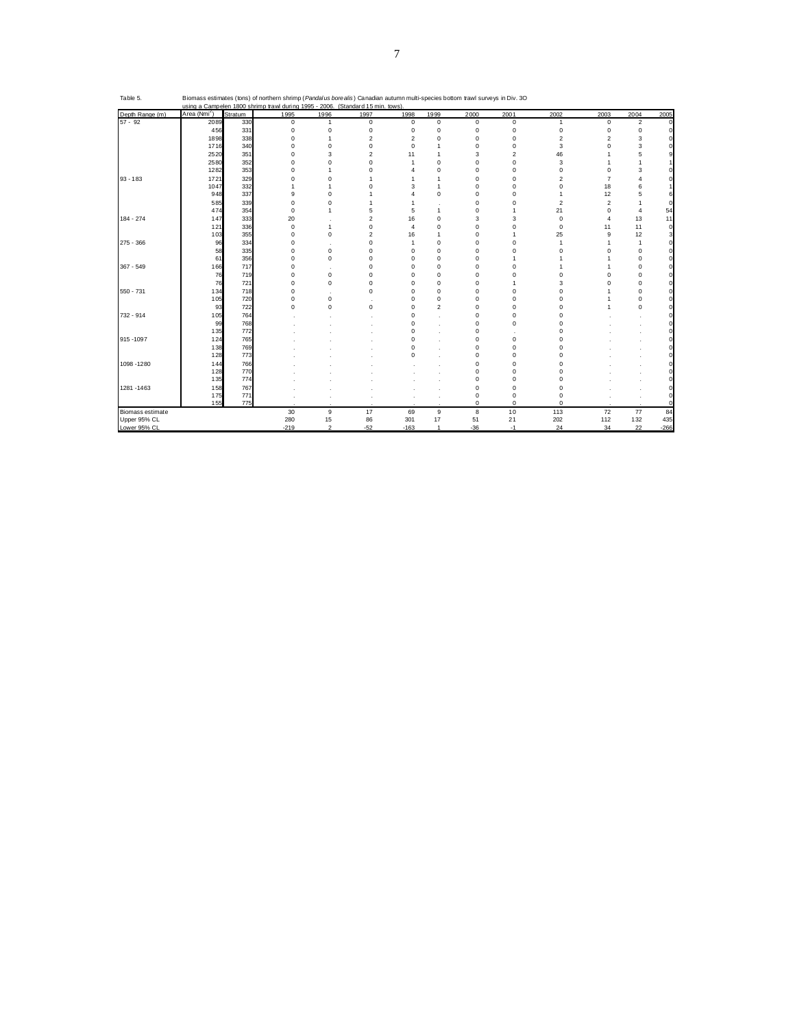Table 5. Biomass estimates (tons) of northern shrimp (*Pandalus borealis*) Canadian autumn multi-species bottom trawl surveys in Div. 3O using a Campelen 1800 shrimp trawl during 1995 - 2006. (Standard 15 min. tows).

| Depth Range (m) | Area (Nmi$^2$) | Stratum | 1995 | 1996 | 1997 | 1998 | 1999 | 2000 | 2001 | 2002 | 2003 | 2004 | 2005 |
|---|---|---|---|---|---|---|---|---|---|---|---|---|---|
| 57 - 92 | 2089 | 330 | 0 | 1 | 0 | 0 | 0 | 0 | 0 | 1 | 0 | 2 | 0 |
| | 456 | 331 | 0 | 0 | 0 | 0 | 0 | 0 | 0 | 0 | 0 | 0 | 0 |
| | 1898 | 338 | 0 | 1 | 2 | 2 | 0 | 0 | 0 | 2 | 2 | 3 | 0 |
| | 1716 | 340 | 0 | 0 | 0 | 0 | 1 | 0 | 0 | 3 | 0 | 3 | 0 |
| | 2520 | 351 | 0 | 3 | 2 | 11 | 1 | 3 | 2 | 46 | 1 | 5 | 9 |
| | 2580 | 352 | 0 | 0 | 0 | 1 | 0 | 0 | 0 | 3 | 1 | 1 | 1 |
| | 1282 | 353 | 0 | 1 | 0 | 4 | 0 | 0 | 0 | 0 | 0 | 3 | 0 |
| 93 - 183 | 1721 | 329 | 0 | 0 | 1 | 1 | 1 | 0 | 0 | 2 | 7 | 4 | 0 |
| | 1047 | 332 | 1 | 1 | 0 | 3 | 1 | 0 | 0 | 0 | 18 | 6 | 1 |
| | 948 | 337 | 9 | 0 | 1 | 4 | 0 | 0 | 0 | 1 | 12 | 5 | 6 |
| | 585 | 339 | 0 | 0 | 1 | 1 | . | 0 | 0 | 2 | 2 | 1 | 0 |
| | 474 | 354 | 0 | 1 | 5 | 5 | 1 | 0 | 1 | 21 | 0 | 4 | 54 |
| 184 - 274 | 147 | 333 | 20 | . | 2 | 16 | 0 | 3 | 3 | 0 | 4 | 13 | 11 |
| | 121 | 336 | 0 | 1 | 0 | 4 | 0 | 0 | 0 | 0 | 11 | 11 | 0 |
| | 103 | 355 | 0 | 0 | 2 | 16 | 1 | 0 | 1 | 25 | 9 | 12 | 3 |
| 275 - 366 | 96 | 334 | 0 | . | 0 | 1 | 0 | 0 | 0 | 1 | 1 | 1 | 0 |
| | 58 | 335 | 0 | 0 | 0 | 0 | 0 | 0 | 0 | 0 | 0 | 0 | 0 |
| | 61 | 356 | 0 | 0 | 0 | 0 | 0 | 0 | 1 | 1 | 1 | 0 | 0 |
| 367 - 549 | 166 | 717 | 0 | . | 0 | 0 | 0 | 0 | 0 | 1 | 1 | 0 | 0 |
| | 76 | 719 | 0 | 0 | 0 | 0 | 0 | 0 | 0 | 0 | 0 | 0 | 0 |
| | 76 | 721 | 0 | 0 | 0 | 0 | 0 | 0 | 1 | 3 | 0 | 0 | 0 |
| 550 - 731 | 134 | 718 | 0 | . | 0 | 0 | 0 | 0 | 0 | 0 | 1 | 0 | 0 |
| | 105 | 720 | 0 | 0 | . | 0 | 0 | 0 | 0 | 0 | 1 | 0 | 0 |
| | 93 | 722 | 0 | 0 | 0 | 0 | 2 | 0 | 0 | 0 | 1 | 0 | 0 |
| 732 - 914 | 105 | 764 | . | . | . | 0 | . | 0 | 0 | 0 | . | . | 0 |
| | 99 | 768 | . | . | . | 0 | . | 0 | 0 | 0 | . | . | 0 |
| | 135 | 772 | . | . | . | 0 | . | 0 | . | 0 | . | . | 0 |
| 915 -1097 | 124 | 765 | . | . | . | 0 | . | 0 | 0 | 0 | . | . | 0 |
| | 138 | 769 | . | . | . | 0 | . | 0 | 0 | 0 | . | . | 0 |
| | 128 | 773 | . | . | . | 0 | . | 0 | 0 | 0 | . | . | 0 |
| 1098 -1280 | 144 | 766 | . | . | . | . | . | 0 | 0 | 0 | . | . | 0 |
| | 128 | 770 | . | . | . | . | . | 0 | 0 | 0 | . | . | 0 |
| | 135 | 774 | . | . | . | . | . | 0 | 0 | 0 | . | . | 0 |
| 1281 -1463 | 158 | 767 | . | . | . | . | . | 0 | 0 | 0 | . | . | 0 |
| | 175 | 771 | . | . | . | . | . | 0 | 0 | 0 | . | . | 0 |
| | 155 | 775 | . | . | . | . | . | 0 | 0 | 0 | . | . | 0 |
| Biomass estimate | | | 30 | 9 | 17 | 69 | 9 | 8 | 10 | 113 | 72 | 77 | 84 |
| Upper 95% CL | | | 280 | 15 | 86 | 301 | 17 | 51 | 21 | 202 | 112 | 132 | 435 |
| Lower 95% CL | | | -219 | 2 | -52 | -163 | 1 | -36 | -1 | 24 | 34 | 22 | -266 |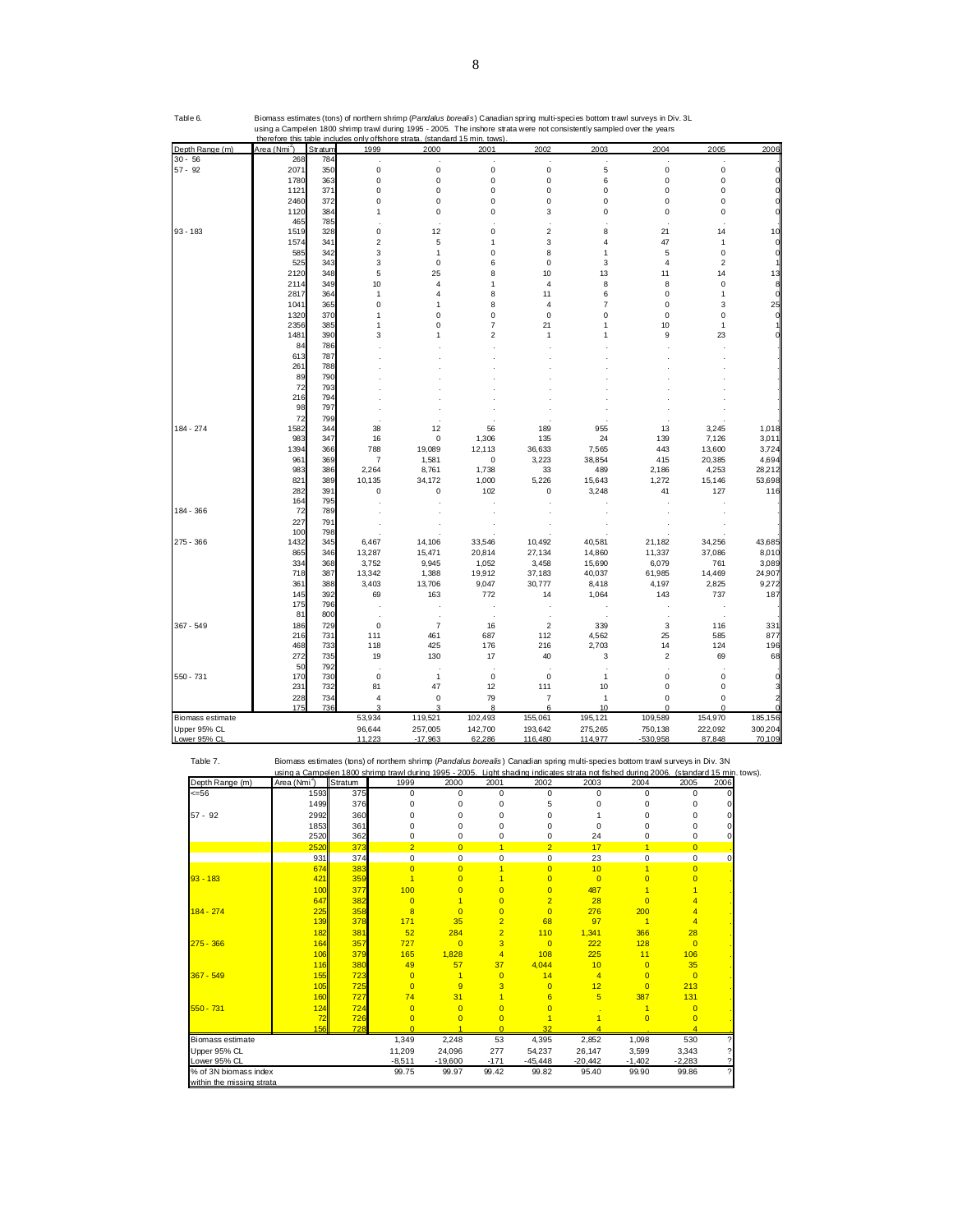Table 6. Biomass estimates (tons) of northern shrimp (*Pandalus borealis*) Canadian spring multi-species bottom trawl surveys in Div. 3L using a Campelen 1800 shrimp trawl during 1995 - 2005. The inshore strata were not consistently sampled over the years therefore this table includes only offshore strata. (standard 15 min. tows).

| Depth Range (m) | Area (Nmi$^2$) | Stratum | 1999 | 2000 | 2001 | 2002 | 2003 | 2004 | 2005 | 2006 |
|---|---|---|---|---|---|---|---|---|---|---|
| 30 - 56 | 268 | 784 | . | . | . | . | . | . | . | . |
| 57 - 92 | 2071 | 350 | 0 | 0 | 0 | 0 | 5 | 0 | 0 | 0 |
| | 1780 | 363 | 0 | 0 | 0 | 0 | 6 | 0 | 0 | 0 |
| | 1121 | 371 | 0 | 0 | 0 | 0 | 0 | 0 | 0 | 0 |
| | 2460 | 372 | 0 | 0 | 0 | 0 | 0 | 0 | 0 | 0 |
| | 1120 | 384 | 1 | 0 | 0 | 3 | 0 | 0 | 0 | 0 |
| | 465 | 785 | . | . | . | . | . | . | . | . |
| 93 - 183 | 1519 | 328 | 0 | 12 | 0 | 2 | 8 | 21 | 14 | 10 |
| | 1574 | 341 | 2 | 5 | 1 | 3 | 4 | 47 | 1 | 0 |
| | 585 | 342 | 3 | 1 | 0 | 8 | 1 | 5 | 0 | 0 |
| | 525 | 343 | 3 | 0 | 6 | 0 | 3 | 4 | 2 | 1 |
| | 2120 | 348 | 5 | 25 | 8 | 10 | 13 | 11 | 14 | 13 |
| | 2114 | 349 | 10 | 4 | 1 | 4 | 8 | 8 | 0 | 8 |
| | 2817 | 364 | 1 | 4 | 8 | 11 | 6 | 0 | 1 | 0 |
| | 1041 | 365 | 0 | 1 | 8 | 4 | 7 | 0 | 3 | 25 |
| | 1320 | 370 | 1 | 0 | 0 | 0 | 0 | 0 | 0 | 0 |
| | 2356 | 385 | 1 | 0 | 7 | 21 | 1 | 10 | 1 | 1 |
| | 1481 | 390 | 3 | 1 | 2 | 1 | 1 | 9 | 23 | 0 |
| | 84 | 786 | . | . | . | . | . | . | . | . |
| | 613 | 787 | . | . | . | . | . | . | . | . |
| | 261 | 788 | . | . | . | . | . | . | . | . |
| | 89 | 790 | . | . | . | . | . | . | . | . |
| | 72 | 793 | . | . | . | . | . | . | . | . |
| | 216 | 794 | . | . | . | . | . | . | . | . |
| | 98 | 797 | . | . | . | . | . | . | . | . |
| | 72 | 799 | . | . | . | . | . | . | . | . |
| 184 - 274 | 1582 | 344 | 38 | 12 | 56 | 189 | 955 | 13 | 3,245 | 1,018 |
| | 983 | 347 | 16 | 0 | 1,306 | 135 | 24 | 139 | 7,126 | 3,011 |
| | 1394 | 366 | 788 | 19,089 | 12,113 | 36,633 | 7,565 | 443 | 13,600 | 3,724 |
| | 961 | 369 | 7 | 1,581 | 0 | 3,223 | 38,854 | 415 | 20,385 | 4,694 |
| | 983 | 386 | 2,264 | 8,761 | 1,738 | 33 | 489 | 2,186 | 4,253 | 28,212 |
| | 821 | 389 | 10,135 | 34,172 | 1,000 | 5,226 | 15,643 | 1,272 | 15,146 | 53,698 |
| | 282 | 391 | 0 | 0 | 102 | 0 | 3,248 | 41 | 127 | 116 |
| | 164 | 795 | . | . | . | . | . | . | . | . |
| 184 - 366 | 72 | 789 | . | . | . | . | . | . | . | . |
| | 227 | 791 | . | . | . | . | . | . | . | . |
| | 100 | 798 | . | . | . | . | . | . | . | . |
| 275 - 366 | 1432 | 345 | 6,467 | 14,106 | 33,546 | 10,492 | 40,581 | 21,182 | 34,256 | 43,685 |
| | 865 | 346 | 13,287 | 15,471 | 20,814 | 27,134 | 14,860 | 11,337 | 37,086 | 8,010 |
| | 334 | 368 | 3,752 | 9,945 | 1,052 | 3,458 | 15,690 | 6,079 | 761 | 3,089 |
| | 718 | 387 | 13,342 | 1,388 | 19,912 | 37,183 | 40,037 | 61,985 | 14,469 | 24,907 |
| | 361 | 388 | 3,403 | 13,706 | 9,047 | 30,777 | 8,418 | 4,197 | 2,825 | 9,272 |
| | 145 | 392 | 69 | 163 | 772 | 14 | 1,064 | 143 | 737 | 187 |
| | 175 | 796 | . | . | . | . | . | . | . | . |
| | 81 | 800 | . | . | . | . | . | . | . | . |
| 367 - 549 | 186 | 729 | 0 | 7 | 16 | 2 | 339 | 3 | 116 | 331 |
| | 216 | 731 | 111 | 461 | 687 | 112 | 4,562 | 25 | 585 | 877 |
| | 468 | 733 | 118 | 425 | 176 | 216 | 2,703 | 14 | 124 | 196 |
| | 272 | 735 | 19 | 130 | 17 | 40 | 3 | 2 | 69 | 68 |
| | 50 | 792 | . | . | . | . | . | . | . | . |
| 550 - 731 | 170 | 730 | 0 | 1 | 0 | 0 | 1 | 0 | 0 | 0 |
| | 231 | 732 | 81 | 47 | 12 | 111 | 10 | 0 | 0 | 3 |
| | 228 | 734 | 4 | 0 | 79 | 7 | 1 | 0 | 0 | 2 |
| | 175 | 736 | 3 | 3 | 8 | 6 | 10 | 0 | 0 | 0 |
| Biomass estimate | | | 53,934 | 119,521 | 102,493 | 155,061 | 195,121 | 109,589 | 154,970 | 185,156 |
| Upper 95% CL | | | 96,644 | 257,005 | 142,700 | 193,642 | 275,265 | 750,138 | 222,092 | 300,204 |
| Lower 95% CL | | | 11,223 | -17,963 | 62,286 | 116,480 | 114,977 | -530,958 | 87,848 | 70,109 |

Table 7. Biomass estimates (tons) of northern shrimp (*Pandalus borealis*) Canadian spring multi-species bottom trawl surveys in Div. 3N using a Campelen 1800 shrimp trawl during 1995 - 2005. Light shading indicates strata not fished during 2006. (standard 15 min. tows).

| Depth Range (m) | Area (Nmi$^2$) | Stratum | 1999 | 2000 | 2001 | 2002 | 2003 | 2004 | 2005 | 2006 |
|---|---|---|---|---|---|---|---|---|---|---|
| <=56 | 1593 | 375 | 0 | 0 | 0 | 0 | 0 | 0 | 0 | 0 |
| | 1499 | 376 | 0 | 0 | 0 | 5 | 0 | 0 | 0 | 0 |
| 57 - 92 | 2992 | 360 | 0 | 0 | 0 | 0 | 1 | 0 | 0 | 0 |
| | 1853 | 361 | 0 | 0 | 0 | 0 | 0 | 0 | 0 | 0 |
| | 2520 | 362 | 0 | 0 | 0 | 0 | 24 | 0 | 0 | 0 |
| | 2520 | 373 | 2 | 0 | 1 | 2 | 17 | 1 | 0 | . |
| | 931 | 374 | 0 | 0 | 0 | 0 | 23 | 0 | 0 | 0 |
| | 674 | 383 | 0 | 0 | 1 | 0 | 10 | 1 | 0 | . |
| 93 - 183 | 421 | 359 | 1 | 0 | 1 | 0 | 0 | 0 | 0 | . |
| | 100 | 377 | 100 | 0 | 0 | 0 | 487 | 1 | 1 | . |
| | 647 | 382 | 0 | 1 | 0 | 2 | 28 | 0 | 4 | . |
| 184 - 274 | 225 | 358 | 8 | 0 | 0 | 0 | 276 | 200 | 4 | . |
| | 139 | 378 | 171 | 35 | 2 | 68 | 97 | 1 | 4 | . |
| | 182 | 381 | 52 | 284 | 2 | 110 | 1,341 | 366 | 28 | . |
| 275 - 366 | 164 | 357 | 727 | 0 | 3 | 0 | 222 | 128 | 0 | . |
| | 106 | 379 | 165 | 1,828 | 4 | 108 | 225 | 11 | 106 | . |
| | 116 | 380 | 49 | 57 | 37 | 4,044 | 10 | 0 | 35 | . |
| 367 - 549 | 155 | 723 | 0 | 1 | 0 | 14 | 4 | 0 | 0 | . |
| | 105 | 725 | 0 | 9 | 3 | 0 | 12 | 0 | 213 | . |
| | 160 | 727 | 74 | 31 | 1 | 6 | 5 | 387 | 131 | . |
| 550 - 731 | 124 | 724 | 0 | 0 | 0 | 0 | . | 1 | 0 | . |
| | 72 | 726 | 0 | 0 | 0 | 1 | 1 | 0 | 0 | . |
| | 156 | 728 | 0 | 1 | 0 | 32 | 4 | . | 4 | . |
| Biomass estimate | | | 1,349 | 2,248 | 53 | 4,395 | 2,852 | 1,098 | 530 | ? |
| Upper 95% CL | | | 11,209 | 24,096 | 277 | 54,237 | 26,147 | 3,599 | 3,343 | ? |
| Lower 95% CL | | | -8,511 | -19,600 | -171 | -45,448 | -20,442 | -1,402 | -2,283 | ? |
| % of 3N biomass index within the missing strata | | | 99.75 | 99.97 | 99.42 | 99.82 | 95.40 | 99.90 | 99.86 | ? |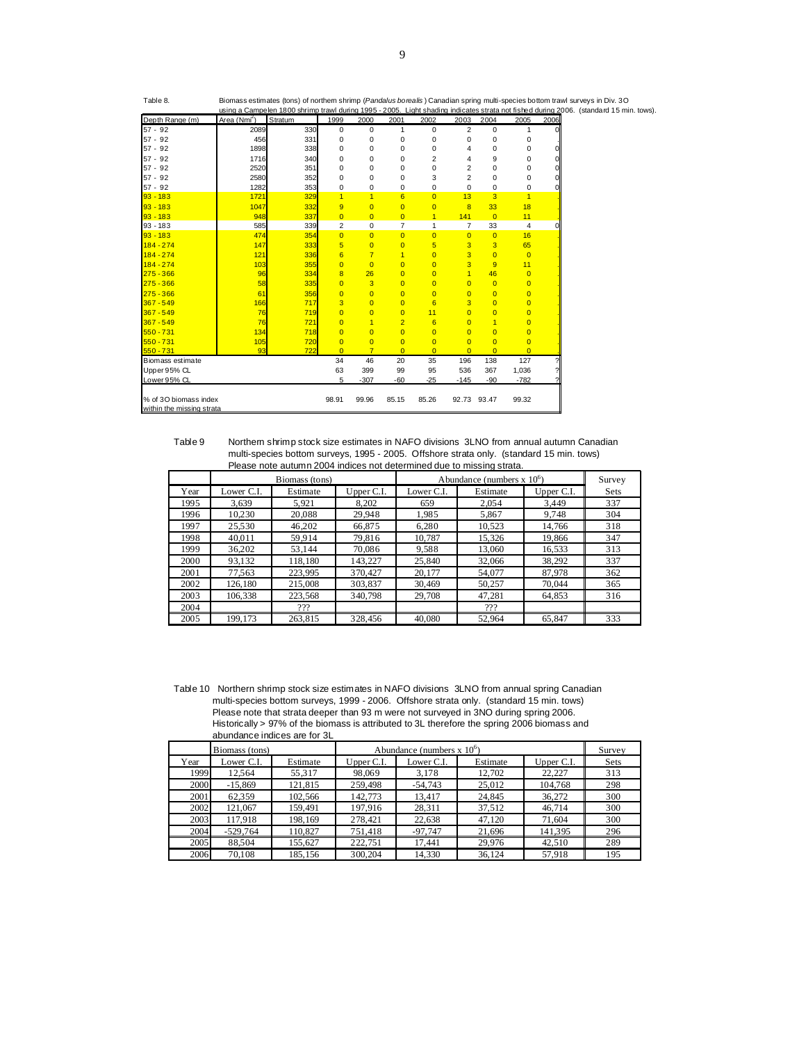Table 8. Biomass estimates (tons) of northern shrimp (*Pandalus borealis*) Canadian spring multi-species bottom trawl surveys in Div. 3O using a Campelen 1800 shrimp trawl during 1995 - 2005. Light shading indicates strata not fished during 2006. (standard 15 min. tows).

| Depth Range (m) | Area (Nmi$^2$) | Stratum | 1999 | 2000 | 2001 | 2002 | 2003 | 2004 | 2005 | 2006 |
|---|---|---|---|---|---|---|---|---|---|---|
| 57 - 92 | 2089 | 330 | 0 | 0 | 1 | 0 | 2 | 0 | 1 | 0 |
| 57 - 92 | 456 | 331 | 0 | 0 | 0 | 0 | 0 | 0 | 0 | . |
| 57 - 92 | 1898 | 338 | 0 | 0 | 0 | 0 | 4 | 0 | 0 | 0 |
| 57 - 92 | 1716 | 340 | 0 | 0 | 0 | 2 | 4 | 9 | 0 | 0 |
| 57 - 92 | 2520 | 351 | 0 | 0 | 0 | 0 | 2 | 0 | 0 | 0 |
| 57 - 92 | 2580 | 352 | 0 | 0 | 0 | 3 | 2 | 0 | 0 | 0 |
| 57 - 92 | 1282 | 353 | 0 | 0 | 0 | 0 | 0 | 0 | 0 | 0 |
| 93 - 183 | 1721 | 329 | 1 | 1 | 6 | 0 | 13 | 3 | 1 | . |
| 93 - 183 | 1047 | 332 | 9 | 0 | 0 | 0 | 8 | 33 | 18 | . |
| 93 - 183 | 948 | 337 | 0 | 0 | 0 | 1 | 141 | 0 | 11 | . |
| 93 - 183 | 585 | 339 | 2 | 0 | 7 | 1 | 7 | 33 | 4 | 0 |
| 93 - 183 | 474 | 354 | 0 | 0 | 0 | 0 | 0 | 0 | 16 | . |
| 184 - 274 | 147 | 333 | 5 | 0 | 0 | 5 | 3 | 3 | 65 | . |
| 184 - 274 | 121 | 336 | 6 | 7 | 1 | 0 | 3 | 0 | 0 | . |
| 184 - 274 | 103 | 355 | 0 | 0 | 0 | 0 | 3 | 9 | 11 | . |
| 275 - 366 | 96 | 334 | 8 | 26 | 0 | 0 | 1 | 46 | 0 | . |
| 275 - 366 | 58 | 335 | 0 | 3 | 0 | 0 | 0 | 0 | 0 | . |
| 275 - 366 | 61 | 356 | 0 | 0 | 0 | 0 | 0 | 0 | 0 | . |
| 367 - 549 | 166 | 717 | 3 | 0 | 0 | 6 | 3 | 0 | 0 | . |
| 367 - 549 | 76 | 719 | 0 | 0 | 0 | 11 | 0 | 0 | 0 | . |
| 367 - 549 | 76 | 721 | 0 | 1 | 2 | 6 | 0 | 1 | 0 | . |
| 550 - 731 | 134 | 718 | 0 | 0 | 0 | 0 | 0 | 0 | 0 | . |
| 550 - 731 | 105 | 720 | 0 | 0 | 0 | 0 | 0 | 0 | 0 | . |
| 550 - 731 | 93 | 722 | 0 | 7 | 0 | 0 | 0 | 0 | 0 | . |
| Biomass estimate | | | 34 | 46 | 20 | 35 | 196 | 138 | 127 | ? |
| Upper 95% CL | | | 63 | 399 | 99 | 95 | 536 | 367 | 1,036 | ? |
| Lower 95% CL | | | 5 | -307 | -60 | -25 | -145 | -90 | -782 | ? |
| % of 3O biomass index within the missing strata | | | 98.91 | 99.96 | 85.15 | 85.26 | 92.73 | 93.47 | 99.32 | |

Table 9 Northern shrimp stock size estimates in NAFO divisions 3LNO from annual autumn Canadian multi-species bottom surveys, 1995 - 2005. Offshore strata only. (standard 15 min. tows) Please note autumn 2004 indices not determined due to missing strata.

| | Biomass (tons) | | | Abundance (numbers x $10^6$) | | | Survey |
|---|---|---|---|---|---|---|---|
| Year | Lower C.I. | Estimate | Upper C.I. | Lower C.I. | Estimate | Upper C.I. | Sets |
| 1995 | 3,639 | 5,921 | 8,202 | 659 | 2,054 | 3,449 | 337 |
| 1996 | 10,230 | 20,088 | 29,948 | 1,985 | 5,867 | 9,748 | 304 |
| 1997 | 25,530 | 46,202 | 66,875 | 6,280 | 10,523 | 14,766 | 318 |
| 1998 | 40,011 | 59,914 | 79,816 | 10,787 | 15,326 | 19,866 | 347 |
| 1999 | 36,202 | 53,144 | 70,086 | 9,588 | 13,060 | 16,533 | 313 |
| 2000 | 93,132 | 118,180 | 143,227 | 25,840 | 32,066 | 38,292 | 337 |
| 2001 | 77,563 | 223,995 | 370,427 | 20,177 | 54,077 | 87,978 | 362 |
| 2002 | 126,180 | 215,008 | 303,837 | 30,469 | 50,257 | 70,044 | 365 |
| 2003 | 106,338 | 223,568 | 340,798 | 29,708 | 47,281 | 64,853 | 316 |
| 2004 | | ??? | | | ??? | | |
| 2005 | 199,173 | 263,815 | 328,456 | 40,080 | 52,964 | 65,847 | 333 |

Table 10 Northern shrimp stock size estimates in NAFO divisions 3LNO from annual spring Canadian multi-species bottom surveys, 1999 - 2006. Offshore strata only. (standard 15 min. tows) Please note that strata deeper than 93 m were not surveyed in 3NO during spring 2006. Historically > 97% of the biomass is attributed to 3L therefore the spring 2006 biomass and abundance indices are for 3L

| | Biomass (tons) | | Abundance (numbers x $10^6$) | | | | Survey |
|---|---|---|---|---|---|---|---|
| Year | Lower C.I. | Estimate | Upper C.I. | Lower C.I. | Estimate | Upper C.I. | Sets |
| 1999 | 12,564 | 55,317 | 98,069 | 3,178 | 12,702 | 22,227 | 313 |
| 2000 | -15,869 | 121,815 | 259,498 | -54,743 | 25,012 | 104,768 | 298 |
| 2001 | 62,359 | 102,566 | 142,773 | 13,417 | 24,845 | 36,272 | 300 |
| 2002 | 121,067 | 159,491 | 197,916 | 28,311 | 37,512 | 46,714 | 300 |
| 2003 | 117,918 | 198,169 | 278,421 | 22,638 | 47,120 | 71,604 | 300 |
| 2004 | -529,764 | 110,827 | 751,418 | -97,747 | 21,696 | 141,395 | 296 |
| 2005 | 88,504 | 155,627 | 222,751 | 17,441 | 29,976 | 42,510 | 289 |
| 2006 | 70,108 | 185,156 | 300,204 | 14,330 | 36,124 | 57,918 | 195 |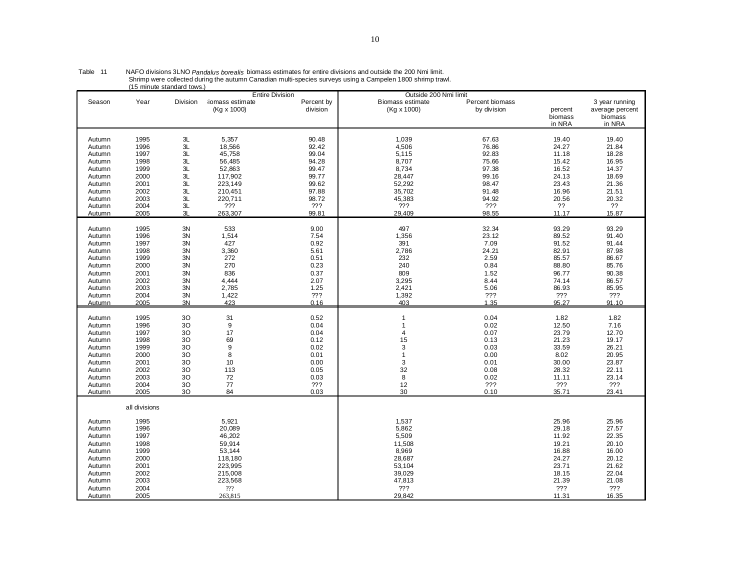Table 11 NAFO divisions 3LNO *Pandalus borealis* biomass estimates for entire divisions and outside the 200 Nmi limit. Shrimp were collected during the autumn Canadian multi-species surveys using a Campelen 1800 shrimp trawl. (15 minute standard tows.)

| Season | Year | Division | Entire Division Biomass estimate (Kg x 1000) | Entire Division Percent by division | Outside 200 Nmi limit Biomass estimate (Kg x 1000) | Outside 200 Nmi limit Percent biomass by division | percent biomass in NRA | 3 year running average percent biomass in NRA |
|---|---|---|---|---|---|---|---|---|
| Autumn | 1995 | 3L | 5,357 | 90.48 | 1,039 | 67.63 | 19.40 | 19.40 |
| Autumn | 1996 | 3L | 18,566 | 92.42 | 4,506 | 76.86 | 24.27 | 21.84 |
| Autumn | 1997 | 3L | 45,758 | 99.04 | 5,115 | 92.83 | 11.18 | 18.28 |
| Autumn | 1998 | 3L | 56,485 | 94.28 | 8,707 | 75.66 | 15.42 | 16.95 |
| Autumn | 1999 | 3L | 52,863 | 99.47 | 8,734 | 97.38 | 16.52 | 14.37 |
| Autumn | 2000 | 3L | 117,902 | 99.77 | 28,447 | 99.16 | 24.13 | 18.69 |
| Autumn | 2001 | 3L | 223,149 | 99.62 | 52,292 | 98.47 | 23.43 | 21.36 |
| Autumn | 2002 | 3L | 210,451 | 97.88 | 35,702 | 91.48 | 16.96 | 21.51 |
| Autumn | 2003 | 3L | 220,711 | 98.72 | 45,383 | 94.92 | 20.56 | 20.32 |
| Autumn | 2004 | 3L | ??? | ??? | ??? | ??? | ?? | ?? |
| Autumn | 2005 | 3L | 263,307 | 99.81 | 29,409 | 98.55 | 11.17 | 15.87 |
| Autumn | 1995 | 3N | 533 | 9.00 | 497 | 32.34 | 93.29 | 93.29 |
| Autumn | 1996 | 3N | 1,514 | 7.54 | 1,356 | 23.12 | 89.52 | 91.40 |
| Autumn | 1997 | 3N | 427 | 0.92 | 391 | 7.09 | 91.52 | 91.44 |
| Autumn | 1998 | 3N | 3,360 | 5.61 | 2,786 | 24.21 | 82.91 | 87.98 |
| Autumn | 1999 | 3N | 272 | 0.51 | 232 | 2.59 | 85.57 | 86.67 |
| Autumn | 2000 | 3N | 270 | 0.23 | 240 | 0.84 | 88.80 | 85.76 |
| Autumn | 2001 | 3N | 836 | 0.37 | 809 | 1.52 | 96.77 | 90.38 |
| Autumn | 2002 | 3N | 4,444 | 2.07 | 3,295 | 8.44 | 74.14 | 86.57 |
| Autumn | 2003 | 3N | 2,785 | 1.25 | 2,421 | 5.06 | 86.93 | 85.95 |
| Autumn | 2004 | 3N | 1,422 | ??? | 1,392 | ??? | ??? | ??? |
| Autumn | 2005 | 3N | 423 | 0.16 | 403 | 1.35 | 95.27 | 91.10 |
| Autumn | 1995 | 3O | 31 | 0.52 | 1 | 0.04 | 1.82 | 1.82 |
| Autumn | 1996 | 3O | 9 | 0.04 | 1 | 0.02 | 12.50 | 7.16 |
| Autumn | 1997 | 3O | 17 | 0.04 | 4 | 0.07 | 23.79 | 12.70 |
| Autumn | 1998 | 3O | 69 | 0.12 | 15 | 0.13 | 21.23 | 19.17 |
| Autumn | 1999 | 3O | 9 | 0.02 | 3 | 0.03 | 33.59 | 26.21 |
| Autumn | 2000 | 3O | 8 | 0.01 | 1 | 0.00 | 8.02 | 20.95 |
| Autumn | 2001 | 3O | 10 | 0.00 | 3 | 0.01 | 30.00 | 23.87 |
| Autumn | 2002 | 3O | 113 | 0.05 | 32 | 0.08 | 28.32 | 22.11 |
| Autumn | 2003 | 3O | 72 | 0.03 | 8 | 0.02 | 11.11 | 23.14 |
| Autumn | 2004 | 3O | 77 | ??? | 12 | ??? | ??? | ??? |
| Autumn | 2005 | 3O | 84 | 0.03 | 30 | 0.10 | 35.71 | 23.41 |
| | all divisions | | | | | | | |
| Autumn | 1995 | | 5,921 | | 1,537 | | 25.96 | 25.96 |
| Autumn | 1996 | | 20,089 | | 5,862 | | 29.18 | 27.57 |
| Autumn | 1997 | | 46,202 | | 5,509 | | 11.92 | 22.35 |
| Autumn | 1998 | | 59,914 | | 11,508 | | 19.21 | 20.10 |
| Autumn | 1999 | | 53,144 | | 8,969 | | 16.88 | 16.00 |
| Autumn | 2000 | | 118,180 | | 28,687 | | 24.27 | 20.12 |
| Autumn | 2001 | | 223,995 | | 53,104 | | 23.71 | 21.62 |
| Autumn | 2002 | | 215,008 | | 39,029 | | 18.15 | 22.04 |
| Autumn | 2003 | | 223,568 | | 47,813 | | 21.39 | 21.08 |
| Autumn | 2004 | | ??? | | ??? | | ??? | ??? |
| Autumn | 2005 | | 263,815 | | 29,842 | | 11.31 | 16.35 |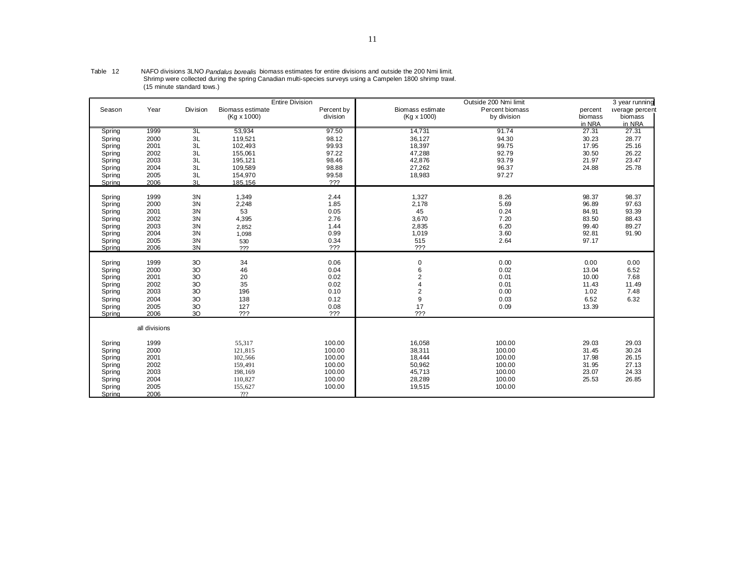Table 12 NAFO divisions 3LNO *Pandalus borealis* biomass estimates for entire divisions and outside the 200 Nmi limit. Shrimp were collected during the spring Canadian multi-species surveys using a Campelen 1800 shrimp trawl. (15 minute standard tows.)

| | | | Entire Division | | Outside 200 Nmi limit | | | 3 year running |
|---|---|---|---|---|---|---|---|---|
| Season | Year | Division | Biomass estimate (Kg x 1000) | Percent by division | Biomass estimate (Kg x 1000) | Percent biomass by division | percent biomass in NRA | average percent biomass in NRA |
| Spring | 1999 | 3L | 53,934 | 97.50 | 14,731 | 91.74 | 27.31 | 27.31 |
| Spring | 2000 | 3L | 119,521 | 98.12 | 36,127 | 94.30 | 30.23 | 28.77 |
| Spring | 2001 | 3L | 102,493 | 99.93 | 18,397 | 99.75 | 17.95 | 25.16 |
| Spring | 2002 | 3L | 155,061 | 97.22 | 47,288 | 92.79 | 30.50 | 26.22 |
| Spring | 2003 | 3L | 195,121 | 98.46 | 42,876 | 93.79 | 21.97 | 23.47 |
| Spring | 2004 | 3L | 109,589 | 98.88 | 27,262 | 96.37 | 24.88 | 25.78 |
| Spring | 2005 | 3L | 154,970 | 99.58 | 18,983 | 97.27 | | |
| Spring | 2006 | 3L | 185,156 | ??? | | | | |
| Spring | 1999 | 3N | 1,349 | 2.44 | 1,327 | 8.26 | 98.37 | 98.37 |
| Spring | 2000 | 3N | 2,248 | 1.85 | 2,178 | 5.69 | 96.89 | 97.63 |
| Spring | 2001 | 3N | 53 | 0.05 | 45 | 0.24 | 84.91 | 93.39 |
| Spring | 2002 | 3N | 4,395 | 2.76 | 3,670 | 7.20 | 83.50 | 88.43 |
| Spring | 2003 | 3N | 2,852 | 1.44 | 2,835 | 6.20 | 99.40 | 89.27 |
| Spring | 2004 | 3N | 1,098 | 0.99 | 1,019 | 3.60 | 92.81 | 91.90 |
| Spring | 2005 | 3N | 530 | 0.34 | 515 | 2.64 | 97.17 | |
| Spring | 2006 | 3N | ??? | ??? | ??? | | | |
| Spring | 1999 | 3O | 34 | 0.06 | 0 | 0.00 | 0.00 | 0.00 |
| Spring | 2000 | 3O | 46 | 0.04 | 6 | 0.02 | 13.04 | 6.52 |
| Spring | 2001 | 3O | 20 | 0.02 | 2 | 0.01 | 10.00 | 7.68 |
| Spring | 2002 | 3O | 35 | 0.02 | 4 | 0.01 | 11.43 | 11.49 |
| Spring | 2003 | 3O | 196 | 0.10 | 2 | 0.00 | 1.02 | 7.48 |
| Spring | 2004 | 3O | 138 | 0.12 | 9 | 0.03 | 6.52 | 6.32 |
| Spring | 2005 | 3O | 127 | 0.08 | 17 | 0.09 | 13.39 | |
| Spring | 2006 | 3O | ??? | ??? | ??? | | | |
| | all divisions | | | | | | | |
| Spring | 1999 | | 55,317 | 100.00 | 16,058 | 100.00 | 29.03 | 29.03 |
| Spring | 2000 | | 121,815 | 100.00 | 38,311 | 100.00 | 31.45 | 30.24 |
| Spring | 2001 | | 102,566 | 100.00 | 18,444 | 100.00 | 17.98 | 26.15 |
| Spring | 2002 | | 159,491 | 100.00 | 50,962 | 100.00 | 31.95 | 27.13 |
| Spring | 2003 | | 198,169 | 100.00 | 45,713 | 100.00 | 23.07 | 24.33 |
| Spring | 2004 | | 110,827 | 100.00 | 28,289 | 100.00 | 25.53 | 26.85 |
| Spring | 2005 | | 155,627 | 100.00 | 19,515 | 100.00 | | |
| Spring | 2006 | | ??? | | | | | |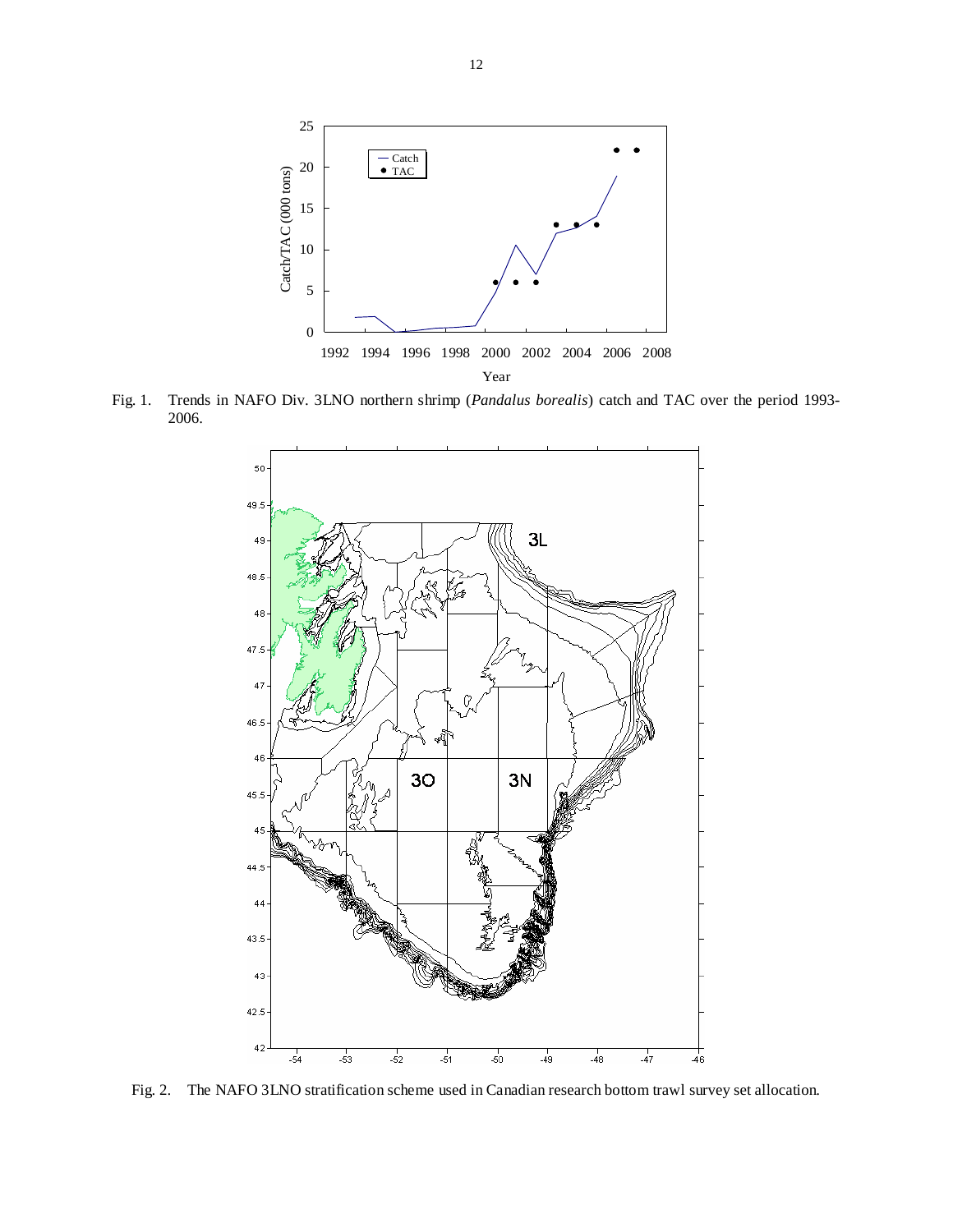Fig. 1. Trends in NAFO Div. 3LNO northern shrimp (*Pandalus borealis*) catch and TAC over the period 1993-2006.

Fig. 2. The NAFO 3LNO stratification scheme used in Canadian research bottom trawl survey set allocation.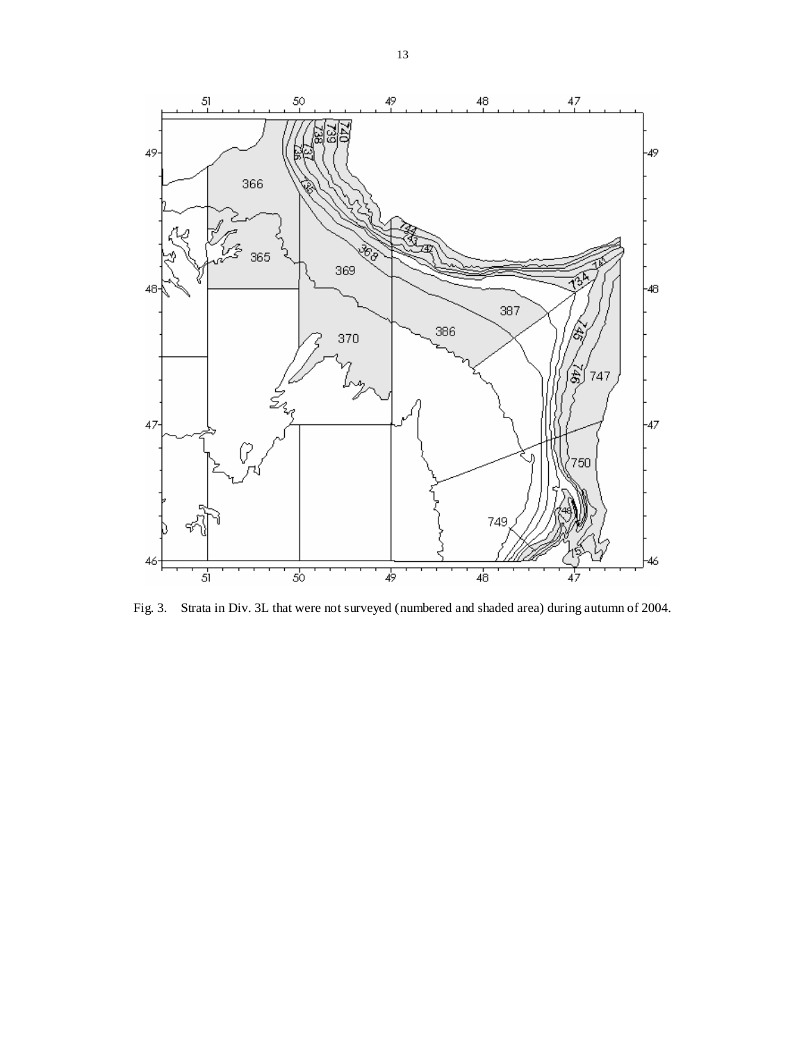Fig. 3. Strata in Div. 3L that were not surveyed (numbered and shaded area) during autumn of 2004.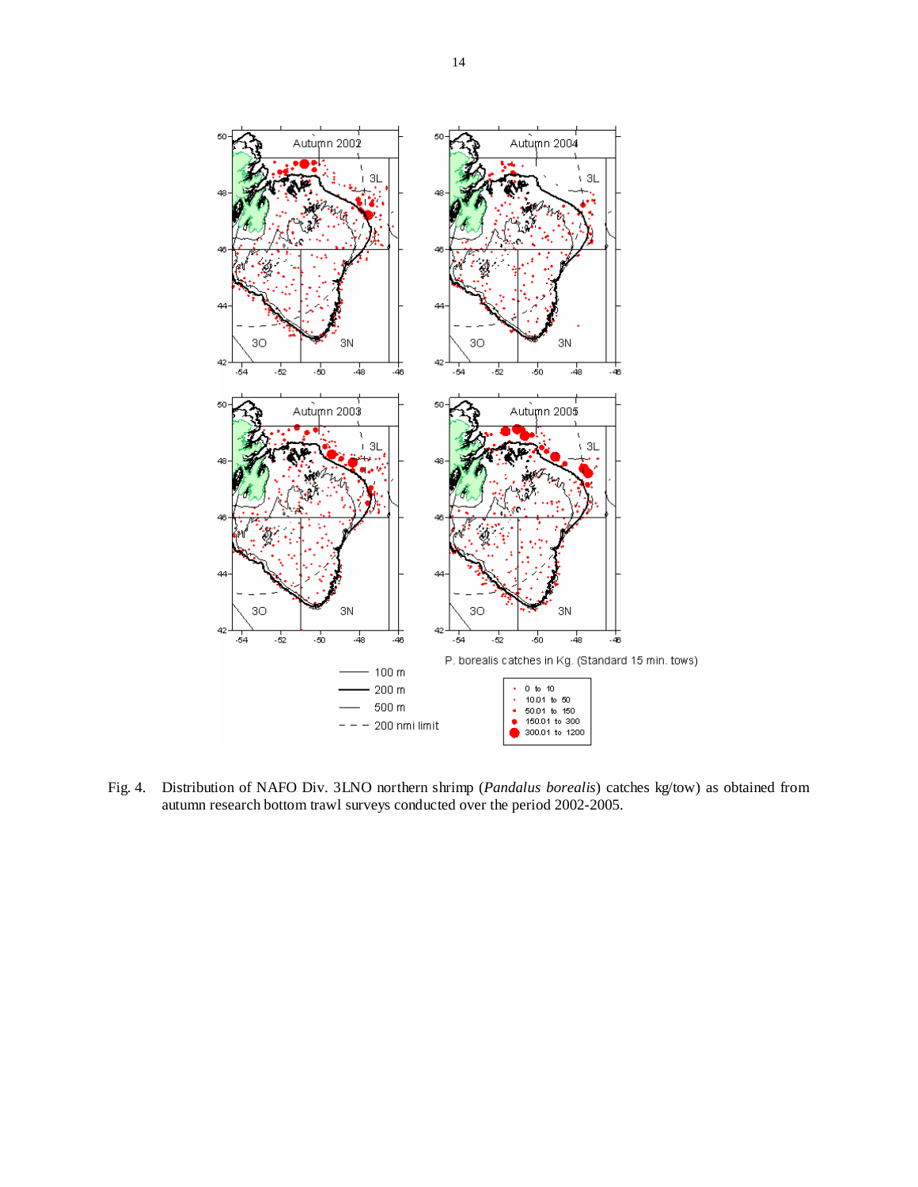Fig. 4. Distribution of NAFO Div. 3LNO northern shrimp (*Pandalus borealis*) catches kg/tow) as obtained from autumn research bottom trawl surveys conducted over the period 2002-2005.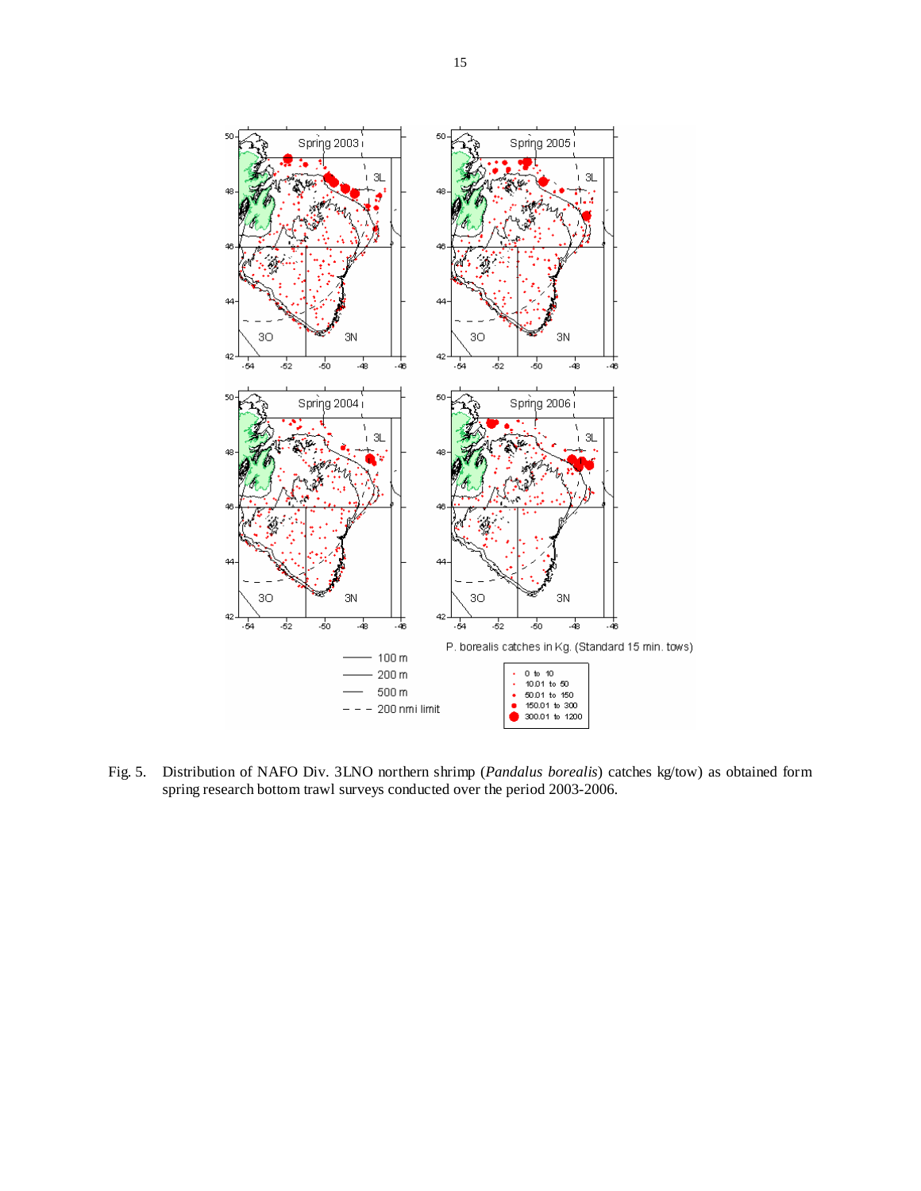Fig. 5. Distribution of NAFO Div. 3LNO northern shrimp (*Pandalus borealis*) catches kg/tow) as obtained form spring research bottom trawl surveys conducted over the period 2003-2006.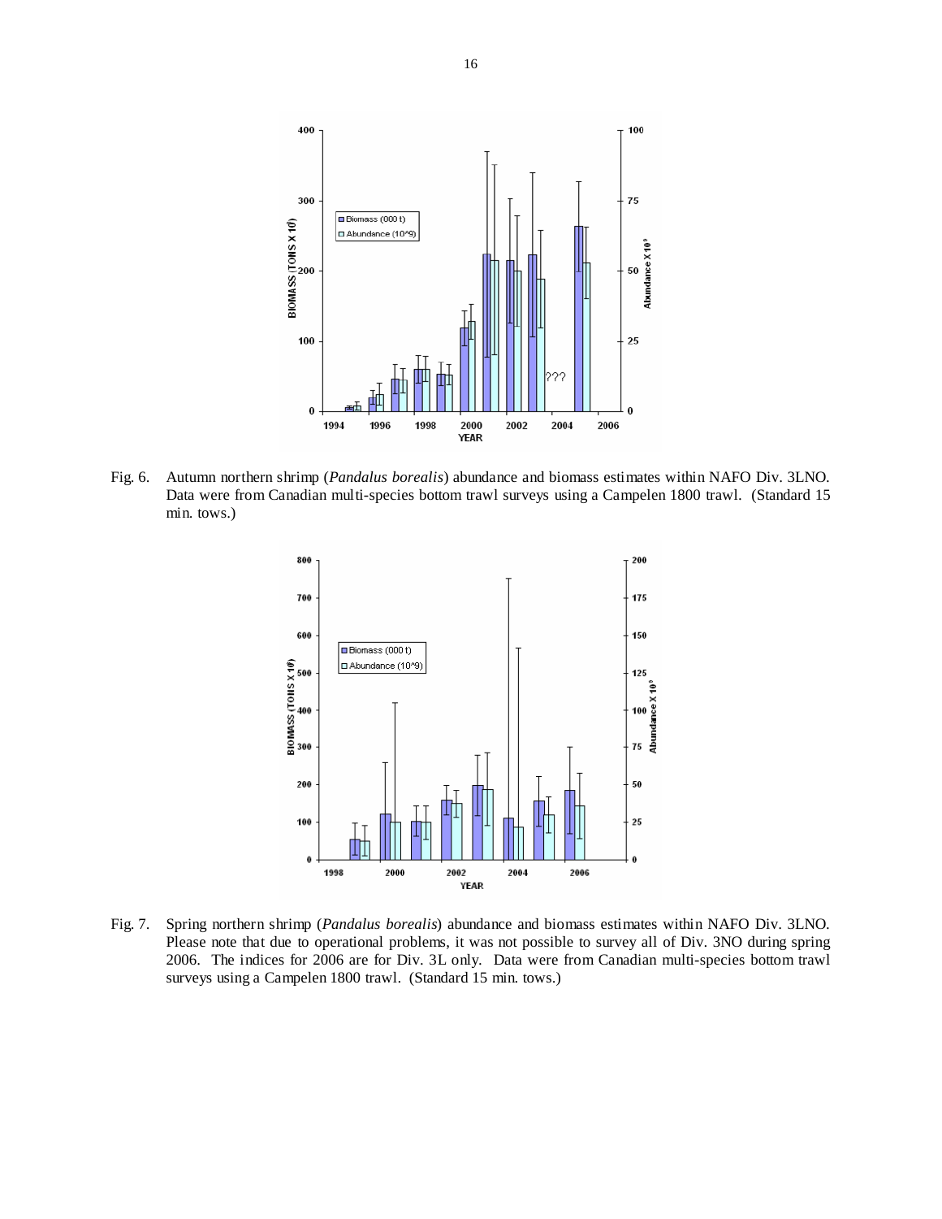400
300
200
100
0
BIOMASS (TONS X 10³)
100
75
50
25
0
Abundance X 10⁹
Biomass (000 t)
Abundance (10^9)
???
1994
1996
1998
2000
2002
2004
2006
YEAR

Fig. 6. Autumn northern shrimp (*Pandalus borealis*) abundance and biomass estimates within NAFO Div. 3LNO. Data were from Canadian multi-species bottom trawl surveys using a Campelen 1800 trawl. (Standard 15 min. tows.)

800
700
600
500
400
300
200
100
0
BIOMASS (TONS X 10³)
200
175
150
125
100
75
50
25
0
Abundance X 10⁹
Biomass (000 t)
Abundance (10^9)
1998
2000
2002
2004
2006
YEAR

Fig. 7. Spring northern shrimp (*Pandalus borealis*) abundance and biomass estimates within NAFO Div. 3LNO. Please note that due to operational problems, it was not possible to survey all of Div. 3NO during spring 2006. The indices for 2006 are for Div. 3L only. Data were from Canadian multi-species bottom trawl surveys using a Campelen 1800 trawl. (Standard 15 min. tows.)